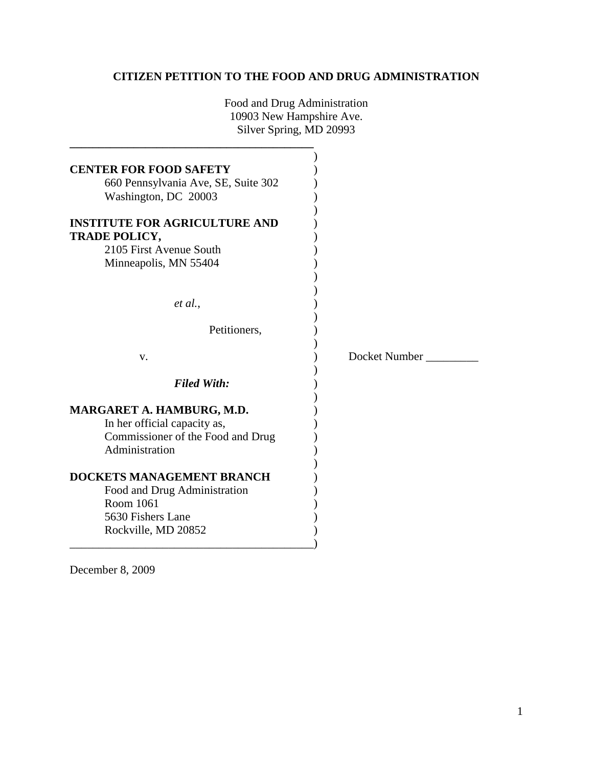# CITIZEN PETITION TO THE FOOD AND DRUG ADMINISTRATION

Food and Drug Administration
10903 New Hampshire Ave.
Silver Spring, MD 20993

**CENTER FOR FOOD SAFETY**
660 Pennsylvania Ave, SE, Suite 302
Washington, DC 20003

**INSTITUTE FOR AGRICULTURE AND TRADE POLICY,**
2105 First Avenue South
Minneapolis, MN 55404

*et al.*,

Petitioners,

v.

***Filed With:***

**MARGARET A. HAMBURG, M.D.**
In her official capacity as,
Commissioner of the Food and Drug Administration

**DOCKETS MANAGEMENT BRANCH**
Food and Drug Administration
Room 1061
5630 Fishers Lane
Rockville, MD 20852

Docket Number _________

December 8, 2009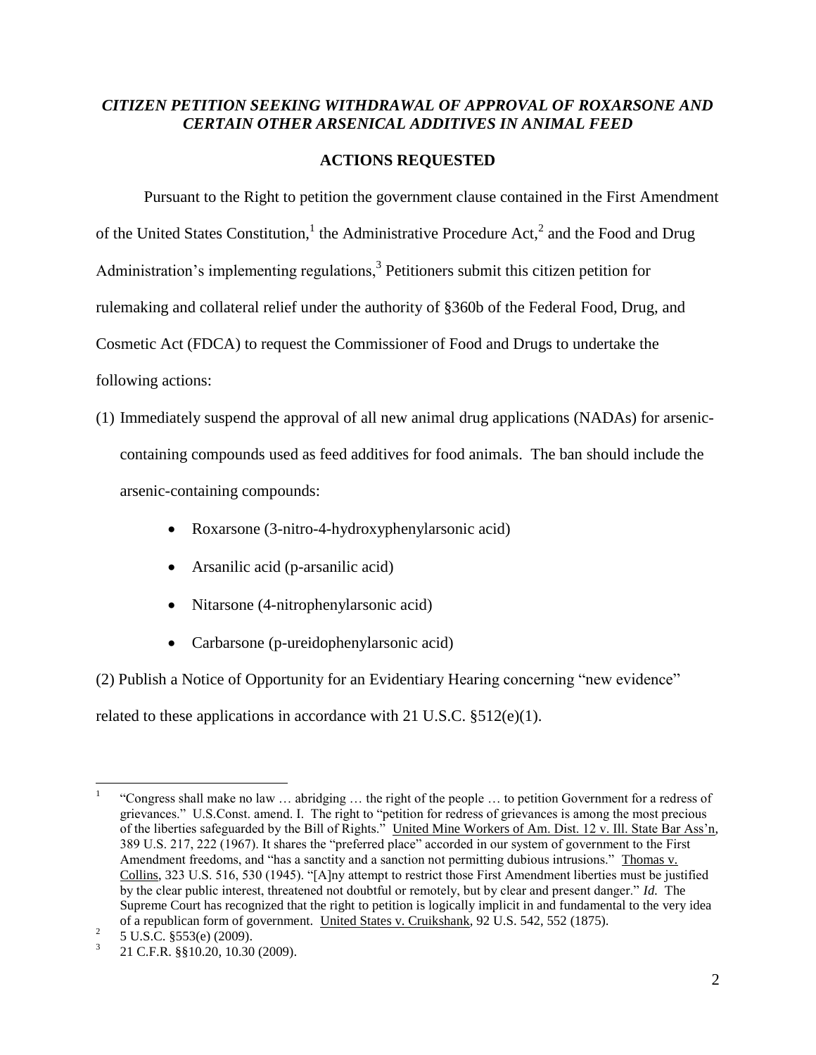## *CITIZEN PETITION SEEKING WITHDRAWAL OF APPROVAL OF ROXARSONE AND CERTAIN OTHER ARSENICAL ADDITIVES IN ANIMAL FEED*

### ACTIONS REQUESTED

Pursuant to the Right to petition the government clause contained in the First Amendment of the United States Constitution,[1] the Administrative Procedure Act,[2] and the Food and Drug Administration's implementing regulations,[3] Petitioners submit this citizen petition for rulemaking and collateral relief under the authority of §360b of the Federal Food, Drug, and Cosmetic Act (FDCA) to request the Commissioner of Food and Drugs to undertake the following actions:

(1) Immediately suspend the approval of all new animal drug applications (NADAs) for arsenic-containing compounds used as feed additives for food animals. The ban should include the arsenic-containing compounds:

- Roxarsone (3-nitro-4-hydroxyphenylarsonic acid)
- Arsanilic acid (p-arsanilic acid)
- Nitarsone (4-nitrophenylarsonic acid)
- Carbarsone (p-ureidophenylarsonic acid)

(2) Publish a Notice of Opportunity for an Evidentiary Hearing concerning "new evidence" related to these applications in accordance with 21 U.S.C. §512(e)(1).

---

[1] "Congress shall make no law … abridging … the right of the people … to petition Government for a redress of grievances." U.S.Const. amend. I. The right to "petition for redress of grievances is among the most precious of the liberties safeguarded by the Bill of Rights." United Mine Workers of Am. Dist. 12 v. Ill. State Bar Ass'n, 389 U.S. 217, 222 (1967). It shares the "preferred place" accorded in our system of government to the First Amendment freedoms, and "has a sanctity and a sanction not permitting dubious intrusions." Thomas v. Collins, 323 U.S. 516, 530 (1945). "[A]ny attempt to restrict those First Amendment liberties must be justified by the clear public interest, threatened not doubtful or remotely, but by clear and present danger." *Id.* The Supreme Court has recognized that the right to petition is logically implicit in and fundamental to the very idea of a republican form of government. United States v. Cruikshank, 92 U.S. 542, 552 (1875).

[2] 5 U.S.C. §553(e) (2009).

[3] 21 C.F.R. §§10.20, 10.30 (2009).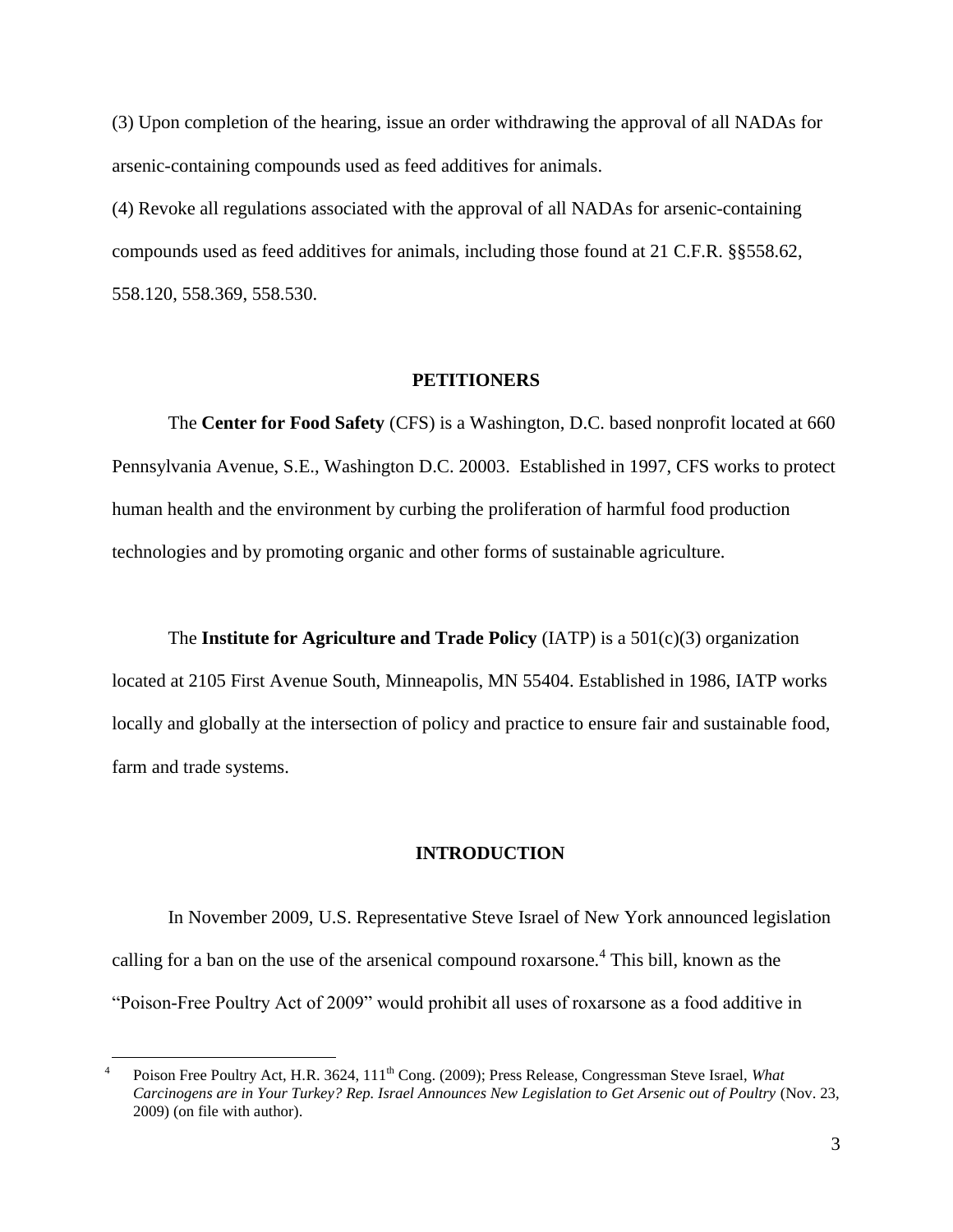(3) Upon completion of the hearing, issue an order withdrawing the approval of all NADAs for arsenic-containing compounds used as feed additives for animals.

(4) Revoke all regulations associated with the approval of all NADAs for arsenic-containing compounds used as feed additives for animals, including those found at 21 C.F.R. §§558.62, 558.120, 558.369, 558.530.

## PETITIONERS

The **Center for Food Safety** (CFS) is a Washington, D.C. based nonprofit located at 660 Pennsylvania Avenue, S.E., Washington D.C. 20003. Established in 1997, CFS works to protect human health and the environment by curbing the proliferation of harmful food production technologies and by promoting organic and other forms of sustainable agriculture.

The **Institute for Agriculture and Trade Policy** (IATP) is a 501(c)(3) organization located at 2105 First Avenue South, Minneapolis, MN 55404. Established in 1986, IATP works locally and globally at the intersection of policy and practice to ensure fair and sustainable food, farm and trade systems.

## INTRODUCTION

In November 2009, U.S. Representative Steve Israel of New York announced legislation calling for a ban on the use of the arsenical compound roxarsone.[4] This bill, known as the "Poison-Free Poultry Act of 2009" would prohibit all uses of roxarsone as a food additive in

---

[4] Poison Free Poultry Act, H.R. 3624, 111th Cong. (2009); Press Release, Congressman Steve Israel, *What Carcinogens are in Your Turkey? Rep. Israel Announces New Legislation to Get Arsenic out of Poultry* (Nov. 23, 2009) (on file with author).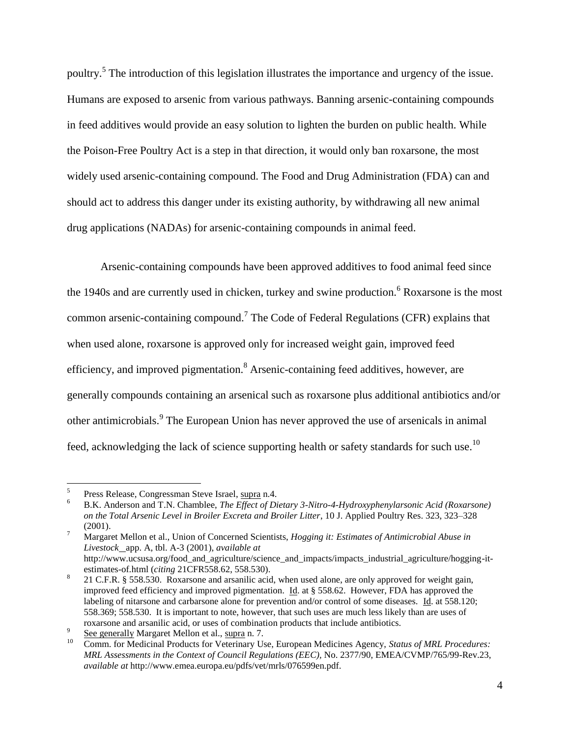poultry.[5] The introduction of this legislation illustrates the importance and urgency of the issue. Humans are exposed to arsenic from various pathways. Banning arsenic-containing compounds in feed additives would provide an easy solution to lighten the burden on public health. While the Poison-Free Poultry Act is a step in that direction, it would only ban roxarsone, the most widely used arsenic-containing compound. The Food and Drug Administration (FDA) can and should act to address this danger under its existing authority, by withdrawing all new animal drug applications (NADAs) for arsenic-containing compounds in animal feed.

Arsenic-containing compounds have been approved additives to food animal feed since the 1940s and are currently used in chicken, turkey and swine production.[6] Roxarsone is the most common arsenic-containing compound.[7] The Code of Federal Regulations (CFR) explains that when used alone, roxarsone is approved only for increased weight gain, improved feed efficiency, and improved pigmentation.[8] Arsenic-containing feed additives, however, are generally compounds containing an arsenical such as roxarsone plus additional antibiotics and/or other antimicrobials.[9] The European Union has never approved the use of arsenicals in animal feed, acknowledging the lack of science supporting health or safety standards for such use.[10]

---

[5] Press Release, Congressman Steve Israel, supra n.4.

[6] B.K. Anderson and T.N. Chamblee, *The Effect of Dietary 3-Nitro-4-Hydroxyphenylarsonic Acid (Roxarsone) on the Total Arsenic Level in Broiler Excreta and Broiler Litter*, 10 J. Applied Poultry Res. 323, 323–328 (2001).

[7] Margaret Mellon et al., Union of Concerned Scientists, *Hogging it: Estimates of Antimicrobial Abuse in Livestock* app. A, tbl. A-3 (2001), *available at* http://www.ucsusa.org/food_and_agriculture/science_and_impacts/impacts_industrial_agriculture/hogging-it-estimates-of.html (*citing* 21CFR558.62, 558.530).

[8] 21 C.F.R. § 558.530. Roxarsone and arsanilic acid, when used alone, are only approved for weight gain, improved feed efficiency and improved pigmentation. Id. at § 558.62. However, FDA has approved the labeling of nitarsone and carbarsone alone for prevention and/or control of some diseases. Id. at 558.120; 558.369; 558.530. It is important to note, however, that such uses are much less likely than are uses of roxarsone and arsanilic acid, or uses of combination products that include antibiotics.

[9] See generally Margaret Mellon et al., supra n. 7.

[10] Comm. for Medicinal Products for Veterinary Use, European Medicines Agency, *Status of MRL Procedures: MRL Assessments in the Context of Council Regulations (EEC)*, No. 2377/90, EMEA/CVMP/765/99-Rev.23, *available at* http://www.emea.europa.eu/pdfs/vet/mrls/076599en.pdf.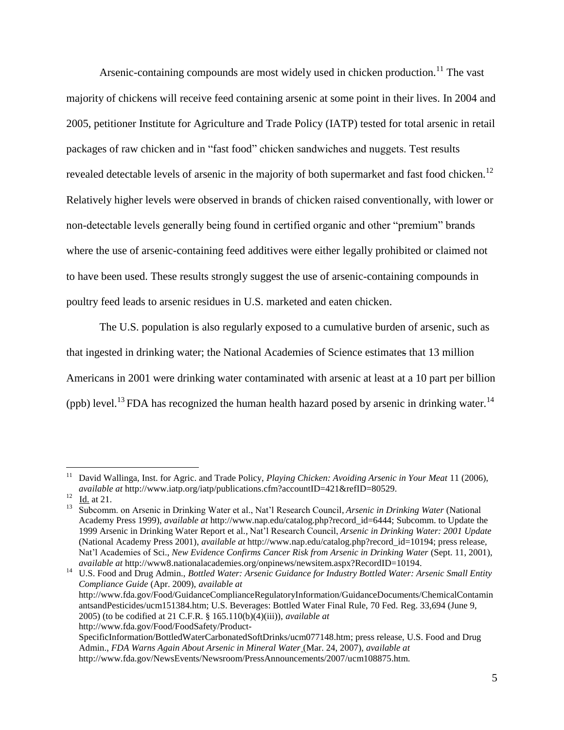Arsenic-containing compounds are most widely used in chicken production.[11] The vast majority of chickens will receive feed containing arsenic at some point in their lives. In 2004 and 2005, petitioner Institute for Agriculture and Trade Policy (IATP) tested for total arsenic in retail packages of raw chicken and in "fast food" chicken sandwiches and nuggets. Test results revealed detectable levels of arsenic in the majority of both supermarket and fast food chicken.[12] Relatively higher levels were observed in brands of chicken raised conventionally, with lower or non-detectable levels generally being found in certified organic and other "premium" brands where the use of arsenic-containing feed additives were either legally prohibited or claimed not to have been used. These results strongly suggest the use of arsenic-containing compounds in poultry feed leads to arsenic residues in U.S. marketed and eaten chicken.

The U.S. population is also regularly exposed to a cumulative burden of arsenic, such as that ingested in drinking water; the National Academies of Science estimates that 13 million Americans in 2001 were drinking water contaminated with arsenic at least at a 10 part per billion (ppb) level.[13] FDA has recognized the human health hazard posed by arsenic in drinking water.[14]

---

[11] David Wallinga, Inst. for Agric. and Trade Policy, *Playing Chicken: Avoiding Arsenic in Your Meat* 11 (2006), *available at* http://www.iatp.org/iatp/publications.cfm?accountID=421&refID=80529.

[12] Id. at 21.

[13] Subcomm. on Arsenic in Drinking Water et al., Nat'l Research Council, *Arsenic in Drinking Water* (National Academy Press 1999), *available at* http://www.nap.edu/catalog.php?record_id=6444; Subcomm. to Update the 1999 Arsenic in Drinking Water Report et al., Nat'l Research Council, *Arsenic in Drinking Water: 2001 Update* (National Academy Press 2001), *available at* http://www.nap.edu/catalog.php?record_id=10194; press release, Nat'l Academies of Sci., *New Evidence Confirms Cancer Risk from Arsenic in Drinking Water* (Sept. 11, 2001), *available at* http://www8.nationalacademies.org/onpinews/newsitem.aspx?RecordID=10194.

[14] U.S. Food and Drug Admin., *Bottled Water: Arsenic Guidance for Industry Bottled Water: Arsenic Small Entity Compliance Guide* (Apr. 2009), *available at* http://www.fda.gov/Food/GuidanceComplianceRegulatoryInformation/GuidanceDocuments/ChemicalContaminantsandPesticides/ucm151384.htm; U.S. Beverages: Bottled Water Final Rule, 70 Fed. Reg. 33,694 (June 9, 2005) (to be codified at 21 C.F.R. § 165.110(b)(4)(iii)), *available at* http://www.fda.gov/Food/FoodSafety/Product-SpecificInformation/BottledWaterCarbonatedSoftDrinks/ucm077148.htm; press release, U.S. Food and Drug Admin., *FDA Warns Again About Arsenic in Mineral Water* (Mar. 24, 2007), *available at* http://www.fda.gov/NewsEvents/Newsroom/PressAnnouncements/2007/ucm108875.htm.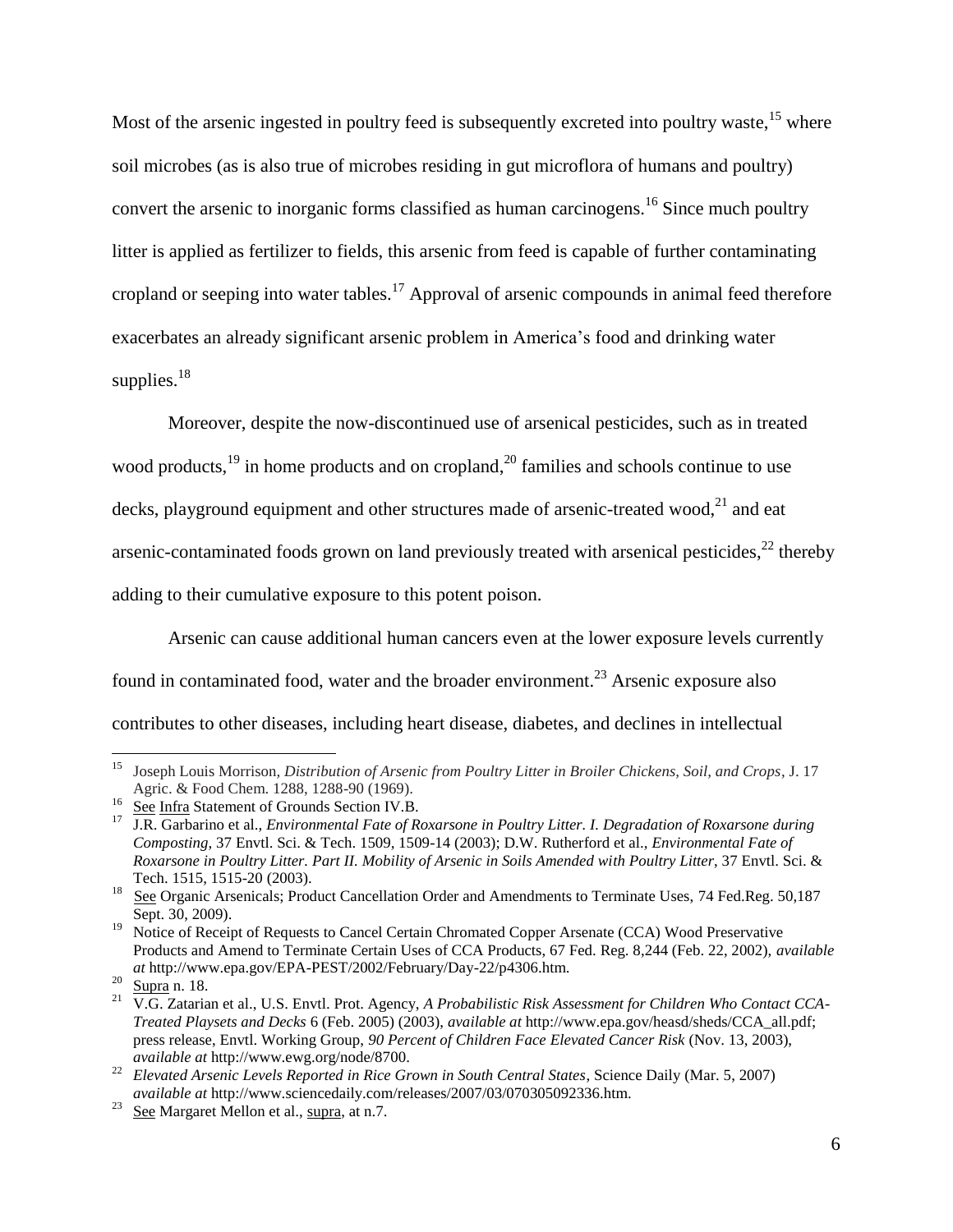Most of the arsenic ingested in poultry feed is subsequently excreted into poultry waste,[15] where soil microbes (as is also true of microbes residing in gut microflora of humans and poultry) convert the arsenic to inorganic forms classified as human carcinogens.[16] Since much poultry litter is applied as fertilizer to fields, this arsenic from feed is capable of further contaminating cropland or seeping into water tables.[17] Approval of arsenic compounds in animal feed therefore exacerbates an already significant arsenic problem in America's food and drinking water supplies.[18]

Moreover, despite the now-discontinued use of arsenical pesticides, such as in treated wood products,[19] in home products and on cropland,[20] families and schools continue to use decks, playground equipment and other structures made of arsenic-treated wood,[21] and eat arsenic-contaminated foods grown on land previously treated with arsenical pesticides,[22] thereby adding to their cumulative exposure to this potent poison.

Arsenic can cause additional human cancers even at the lower exposure levels currently found in contaminated food, water and the broader environment.[23] Arsenic exposure also contributes to other diseases, including heart disease, diabetes, and declines in intellectual

---

[15] Joseph Louis Morrison, *Distribution of Arsenic from Poultry Litter in Broiler Chickens, Soil, and Crops*, J. 17 Agric. & Food Chem. 1288, 1288-90 (1969).

[16] See Infra Statement of Grounds Section IV.B.

[17] J.R. Garbarino et al., *Environmental Fate of Roxarsone in Poultry Litter. I. Degradation of Roxarsone during Composting*, 37 Envtl. Sci. & Tech. 1509, 1509-14 (2003); D.W. Rutherford et al., *Environmental Fate of Roxarsone in Poultry Litter. Part II. Mobility of Arsenic in Soils Amended with Poultry Litter*, 37 Envtl. Sci. & Tech. 1515, 1515-20 (2003).

[18] See Organic Arsenicals; Product Cancellation Order and Amendments to Terminate Uses, 74 Fed.Reg. 50,187 Sept. 30, 2009).

[19] Notice of Receipt of Requests to Cancel Certain Chromated Copper Arsenate (CCA) Wood Preservative Products and Amend to Terminate Certain Uses of CCA Products, 67 Fed. Reg. 8,244 (Feb. 22, 2002), *available at* http://www.epa.gov/EPA-PEST/2002/February/Day-22/p4306.htm.

[20] Supra n. 18.

[21] V.G. Zatarian et al., U.S. Envtl. Prot. Agency, *A Probabilistic Risk Assessment for Children Who Contact CCA-Treated Playsets and Decks* 6 (Feb. 2005) (2003), *available at* http://www.epa.gov/heasd/sheds/CCA_all.pdf; press release, Envtl. Working Group, *90 Percent of Children Face Elevated Cancer Risk* (Nov. 13, 2003), *available at* http://www.ewg.org/node/8700.

[22] *Elevated Arsenic Levels Reported in Rice Grown in South Central States*, Science Daily (Mar. 5, 2007) *available at* http://www.sciencedaily.com/releases/2007/03/070305092336.htm.

[23] See Margaret Mellon et al., supra, at n.7.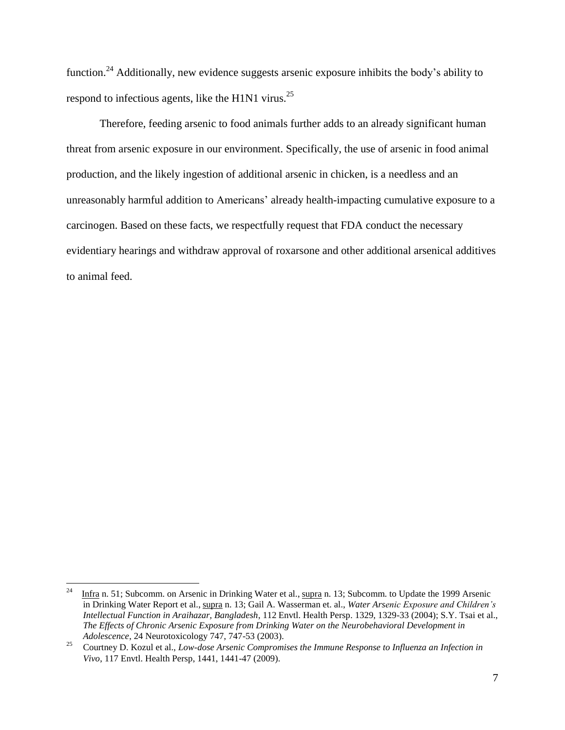function.[24] Additionally, new evidence suggests arsenic exposure inhibits the body's ability to respond to infectious agents, like the H1N1 virus.[25]

Therefore, feeding arsenic to food animals further adds to an already significant human threat from arsenic exposure in our environment. Specifically, the use of arsenic in food animal production, and the likely ingestion of additional arsenic in chicken, is a needless and an unreasonably harmful addition to Americans' already health-impacting cumulative exposure to a carcinogen. Based on these facts, we respectfully request that FDA conduct the necessary evidentiary hearings and withdraw approval of roxarsone and other additional arsenical additives to animal feed.

---

[24] Infra n. 51; Subcomm. on Arsenic in Drinking Water et al., supra n. 13; Subcomm. to Update the 1999 Arsenic in Drinking Water Report et al., supra n. 13; Gail A. Wasserman et. al., *Water Arsenic Exposure and Children's Intellectual Function in Araihazar, Bangladesh*, 112 Envtl. Health Persp. 1329, 1329-33 (2004); S.Y. Tsai et al., *The Effects of Chronic Arsenic Exposure from Drinking Water on the Neurobehavioral Development in Adolescence*, 24 Neurotoxicology 747, 747-53 (2003).

[25] Courtney D. Kozul et al., *Low-dose Arsenic Compromises the Immune Response to Influenza an Infection in Vivo*, 117 Envtl. Health Persp, 1441, 1441-47 (2009).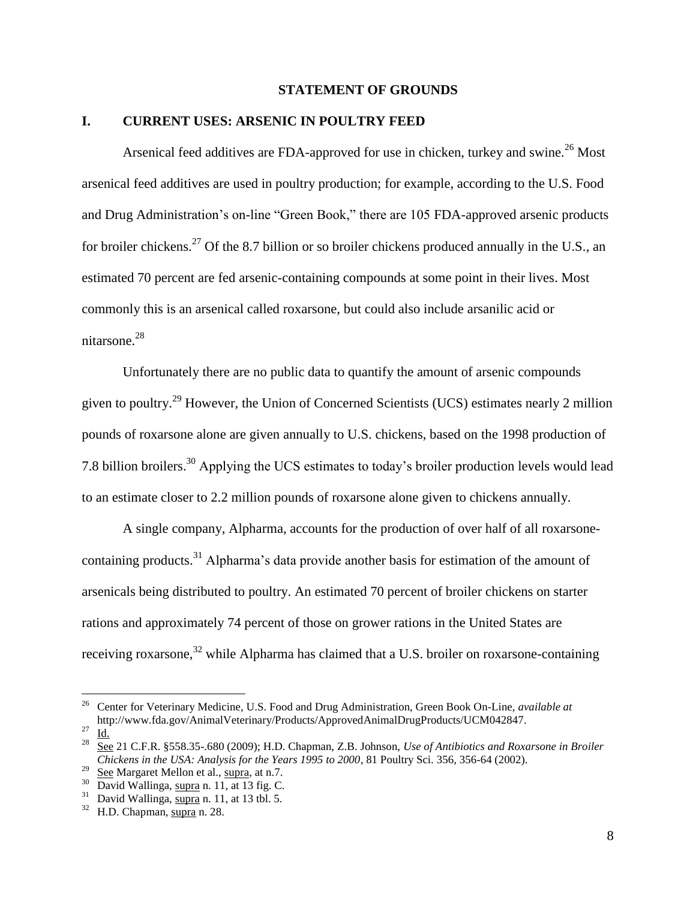## STATEMENT OF GROUNDS

### I. CURRENT USES: ARSENIC IN POULTRY FEED

Arsenical feed additives are FDA-approved for use in chicken, turkey and swine.[26] Most arsenical feed additives are used in poultry production; for example, according to the U.S. Food and Drug Administration's on-line "Green Book," there are 105 FDA-approved arsenic products for broiler chickens.[27] Of the 8.7 billion or so broiler chickens produced annually in the U.S., an estimated 70 percent are fed arsenic-containing compounds at some point in their lives. Most commonly this is an arsenical called roxarsone, but could also include arsanilic acid or nitarsone.[28]

Unfortunately there are no public data to quantify the amount of arsenic compounds given to poultry.[29] However, the Union of Concerned Scientists (UCS) estimates nearly 2 million pounds of roxarsone alone are given annually to U.S. chickens, based on the 1998 production of 7.8 billion broilers.[30] Applying the UCS estimates to today's broiler production levels would lead to an estimate closer to 2.2 million pounds of roxarsone alone given to chickens annually.

A single company, Alpharma, accounts for the production of over half of all roxarsone-containing products.[31] Alpharma's data provide another basis for estimation of the amount of arsenicals being distributed to poultry. An estimated 70 percent of broiler chickens on starter rations and approximately 74 percent of those on grower rations in the United States are receiving roxarsone,[32] while Alpharma has claimed that a U.S. broiler on roxarsone-containing

---

[26] Center for Veterinary Medicine, U.S. Food and Drug Administration, Green Book On-Line, *available at* http://www.fda.gov/AnimalVeterinary/Products/ApprovedAnimalDrugProducts/UCM042847.

[27] Id.

[28] See 21 C.F.R. §558.35-.680 (2009); H.D. Chapman, Z.B. Johnson, *Use of Antibiotics and Roxarsone in Broiler Chickens in the USA: Analysis for the Years 1995 to 2000*, 81 Poultry Sci. 356, 356-64 (2002).

[29] See Margaret Mellon et al., supra, at n.7.

[30] David Wallinga, supra n. 11, at 13 fig. C.

[31] David Wallinga, supra n. 11, at 13 tbl. 5.

[32] H.D. Chapman, supra n. 28.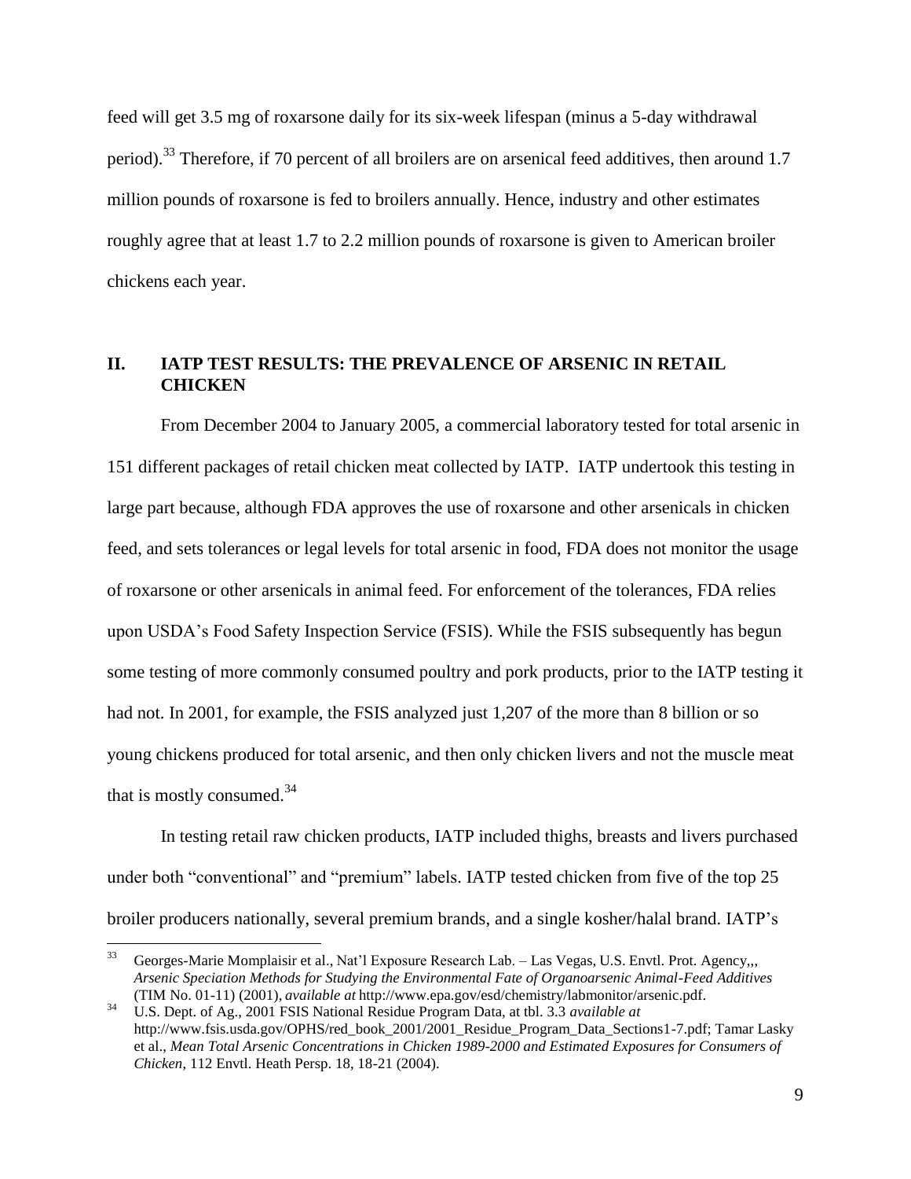feed will get 3.5 mg of roxarsone daily for its six-week lifespan (minus a 5-day withdrawal period).[33] Therefore, if 70 percent of all broilers are on arsenical feed additives, then around 1.7 million pounds of roxarsone is fed to broilers annually. Hence, industry and other estimates roughly agree that at least 1.7 to 2.2 million pounds of roxarsone is given to American broiler chickens each year.

## II. IATP TEST RESULTS: THE PREVALENCE OF ARSENIC IN RETAIL CHICKEN

From December 2004 to January 2005, a commercial laboratory tested for total arsenic in 151 different packages of retail chicken meat collected by IATP. IATP undertook this testing in large part because, although FDA approves the use of roxarsone and other arsenicals in chicken feed, and sets tolerances or legal levels for total arsenic in food, FDA does not monitor the usage of roxarsone or other arsenicals in animal feed. For enforcement of the tolerances, FDA relies upon USDA's Food Safety Inspection Service (FSIS). While the FSIS subsequently has begun some testing of more commonly consumed poultry and pork products, prior to the IATP testing it had not. In 2001, for example, the FSIS analyzed just 1,207 of the more than 8 billion or so young chickens produced for total arsenic, and then only chicken livers and not the muscle meat that is mostly consumed.[34]

In testing retail raw chicken products, IATP included thighs, breasts and livers purchased under both "conventional" and "premium" labels. IATP tested chicken from five of the top 25 broiler producers nationally, several premium brands, and a single kosher/halal brand. IATP's

---

[33] Georges-Marie Momplaisir et al., Nat'l Exposure Research Lab. – Las Vegas, U.S. Envtl. Prot. Agency,,, *Arsenic Speciation Methods for Studying the Environmental Fate of Organoarsenic Animal-Feed Additives* (TIM No. 01-11) (2001), *available at* http://www.epa.gov/esd/chemistry/labmonitor/arsenic.pdf.

[34] U.S. Dept. of Ag., 2001 FSIS National Residue Program Data, at tbl. 3.3 *available at* http://www.fsis.usda.gov/OPHS/red_book_2001/2001_Residue_Program_Data_Sections1-7.pdf; Tamar Lasky et al., *Mean Total Arsenic Concentrations in Chicken 1989-2000 and Estimated Exposures for Consumers of Chicken*, 112 Envtl. Heath Persp. 18, 18-21 (2004).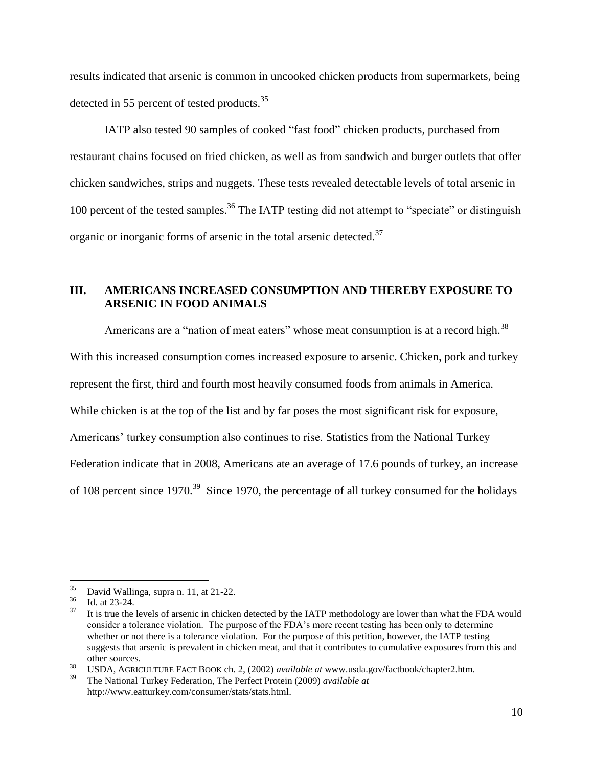results indicated that arsenic is common in uncooked chicken products from supermarkets, being detected in 55 percent of tested products.[35]

IATP also tested 90 samples of cooked "fast food" chicken products, purchased from restaurant chains focused on fried chicken, as well as from sandwich and burger outlets that offer chicken sandwiches, strips and nuggets. These tests revealed detectable levels of total arsenic in 100 percent of the tested samples.[36] The IATP testing did not attempt to "speciate" or distinguish organic or inorganic forms of arsenic in the total arsenic detected.[37]

## III. AMERICANS INCREASED CONSUMPTION AND THEREBY EXPOSURE TO ARSENIC IN FOOD ANIMALS

Americans are a "nation of meat eaters" whose meat consumption is at a record high.[38] With this increased consumption comes increased exposure to arsenic. Chicken, pork and turkey represent the first, third and fourth most heavily consumed foods from animals in America. While chicken is at the top of the list and by far poses the most significant risk for exposure, Americans' turkey consumption also continues to rise. Statistics from the National Turkey Federation indicate that in 2008, Americans ate an average of 17.6 pounds of turkey, an increase of 108 percent since 1970.[39] Since 1970, the percentage of all turkey consumed for the holidays

---

[35] David Wallinga, supra n. 11, at 21-22.

[36] Id. at 23-24.

[37] It is true the levels of arsenic in chicken detected by the IATP methodology are lower than what the FDA would consider a tolerance violation. The purpose of the FDA's more recent testing has been only to determine whether or not there is a tolerance violation. For the purpose of this petition, however, the IATP testing suggests that arsenic is prevalent in chicken meat, and that it contributes to cumulative exposures from this and other sources.

[38] USDA, AGRICULTURE FACT BOOK ch. 2, (2002) *available at* www.usda.gov/factbook/chapter2.htm.

[39] The National Turkey Federation, The Perfect Protein (2009) *available at* http://www.eatturkey.com/consumer/stats/stats.html.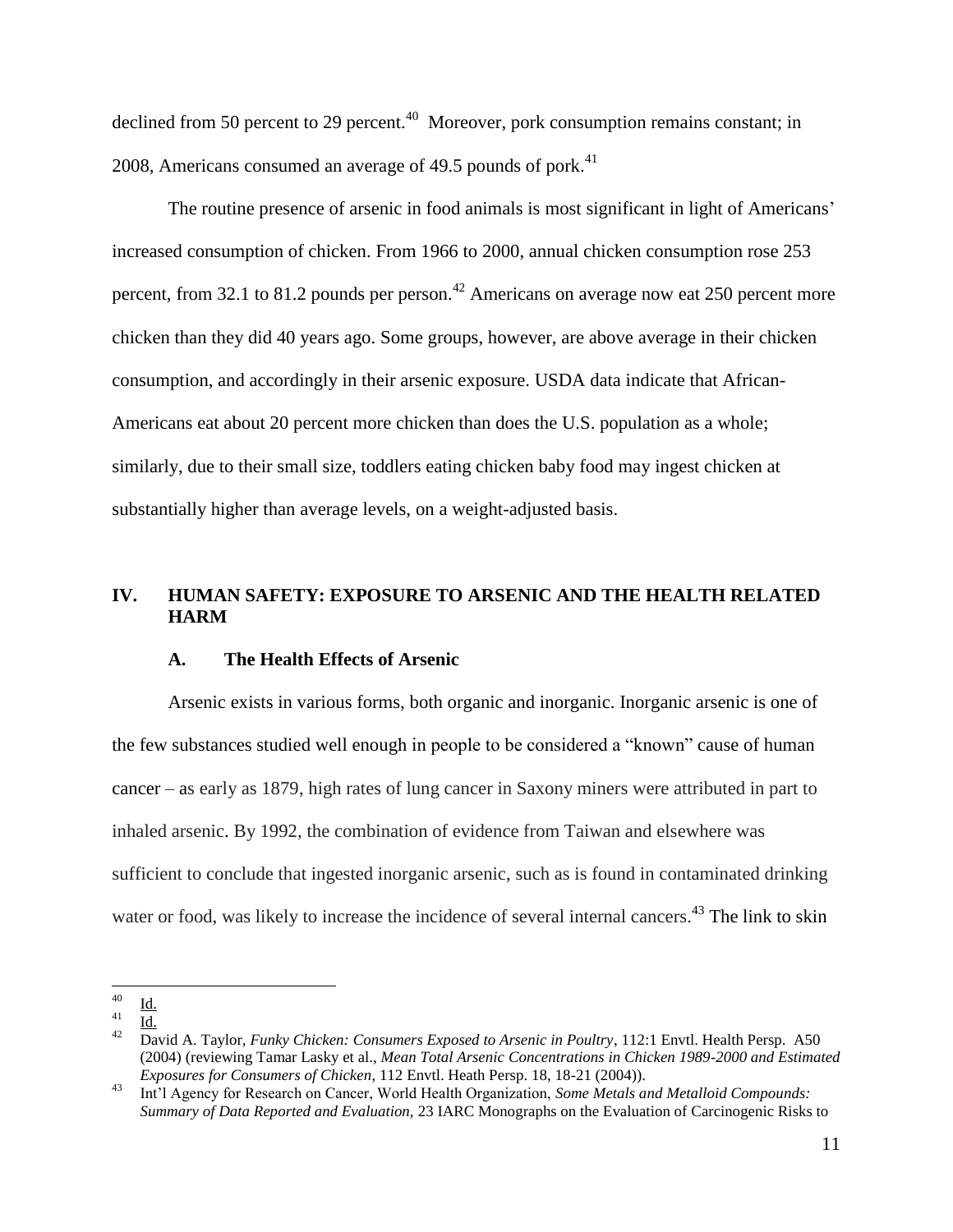declined from 50 percent to 29 percent.[40] Moreover, pork consumption remains constant; in 2008, Americans consumed an average of 49.5 pounds of pork.[41]

The routine presence of arsenic in food animals is most significant in light of Americans' increased consumption of chicken. From 1966 to 2000, annual chicken consumption rose 253 percent, from 32.1 to 81.2 pounds per person.[42] Americans on average now eat 250 percent more chicken than they did 40 years ago. Some groups, however, are above average in their chicken consumption, and accordingly in their arsenic exposure. USDA data indicate that African-Americans eat about 20 percent more chicken than does the U.S. population as a whole; similarly, due to their small size, toddlers eating chicken baby food may ingest chicken at substantially higher than average levels, on a weight-adjusted basis.

## IV. HUMAN SAFETY: EXPOSURE TO ARSENIC AND THE HEALTH RELATED HARM

### A. The Health Effects of Arsenic

Arsenic exists in various forms, both organic and inorganic. Inorganic arsenic is one of the few substances studied well enough in people to be considered a "known" cause of human cancer – as early as 1879, high rates of lung cancer in Saxony miners were attributed in part to inhaled arsenic. By 1992, the combination of evidence from Taiwan and elsewhere was sufficient to conclude that ingested inorganic arsenic, such as is found in contaminated drinking water or food, was likely to increase the incidence of several internal cancers.[43] The link to skin

---

[40] Id.

[41] Id.

[42] David A. Taylor, *Funky Chicken: Consumers Exposed to Arsenic in Poultry*, 112:1 Envtl. Health Persp. A50 (2004) (reviewing Tamar Lasky et al., *Mean Total Arsenic Concentrations in Chicken 1989-2000 and Estimated Exposures for Consumers of Chicken,* 112 Envtl. Heath Persp. 18, 18-21 (2004)).

[43] Int'l Agency for Research on Cancer, World Health Organization, *Some Metals and Metalloid Compounds: Summary of Data Reported and Evaluation,* 23 IARC Monographs on the Evaluation of Carcinogenic Risks to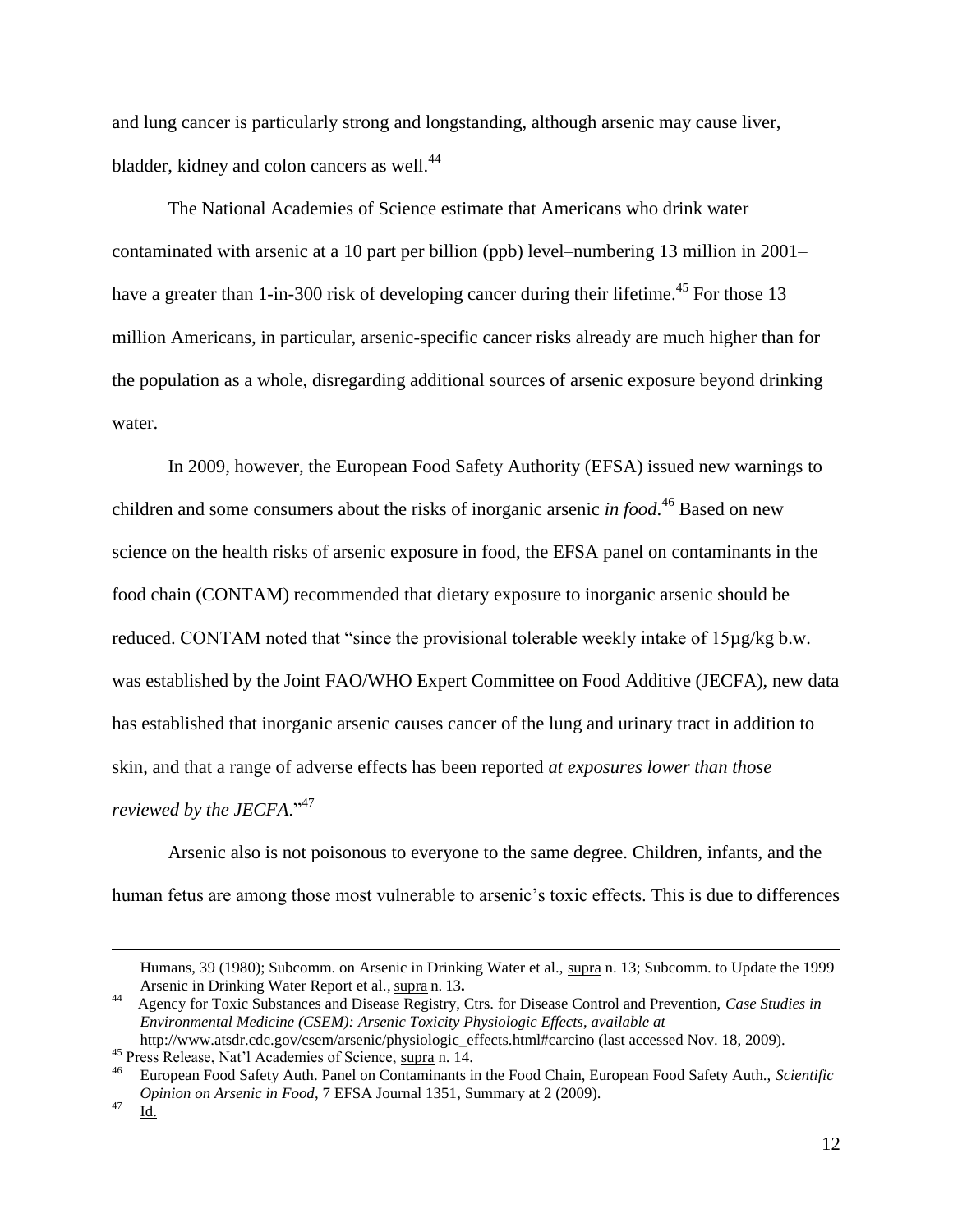and lung cancer is particularly strong and longstanding, although arsenic may cause liver, bladder, kidney and colon cancers as well.[44]

The National Academies of Science estimate that Americans who drink water contaminated with arsenic at a 10 part per billion (ppb) level–numbering 13 million in 2001–have a greater than 1-in-300 risk of developing cancer during their lifetime.[45] For those 13 million Americans, in particular, arsenic-specific cancer risks already are much higher than for the population as a whole, disregarding additional sources of arsenic exposure beyond drinking water.

In 2009, however, the European Food Safety Authority (EFSA) issued new warnings to children and some consumers about the risks of inorganic arsenic *in food*.[46] Based on new science on the health risks of arsenic exposure in food, the EFSA panel on contaminants in the food chain (CONTAM) recommended that dietary exposure to inorganic arsenic should be reduced. CONTAM noted that "since the provisional tolerable weekly intake of 15μg/kg b.w. was established by the Joint FAO/WHO Expert Committee on Food Additive (JECFA), new data has established that inorganic arsenic causes cancer of the lung and urinary tract in addition to skin, and that a range of adverse effects has been reported *at exposures lower than those reviewed by the JECFA*."[47]

Arsenic also is not poisonous to everyone to the same degree. Children, infants, and the human fetus are among those most vulnerable to arsenic's toxic effects. This is due to differences

---

Humans, 39 (1980); Subcomm. on Arsenic in Drinking Water et al., supra n. 13; Subcomm. to Update the 1999 Arsenic in Drinking Water Report et al., supra n. 13.

[44] Agency for Toxic Substances and Disease Registry, Ctrs. for Disease Control and Prevention, *Case Studies in Environmental Medicine (CSEM): Arsenic Toxicity Physiologic Effects*, *available at* http://www.atsdr.cdc.gov/csem/arsenic/physiologic_effects.html#carcino (last accessed Nov. 18, 2009).

[45] Press Release, Nat'l Academies of Science, supra n. 14.

[46] European Food Safety Auth. Panel on Contaminants in the Food Chain, European Food Safety Auth., *Scientific Opinion on Arsenic in Food*, 7 EFSA Journal 1351, Summary at 2 (2009).

[47] Id.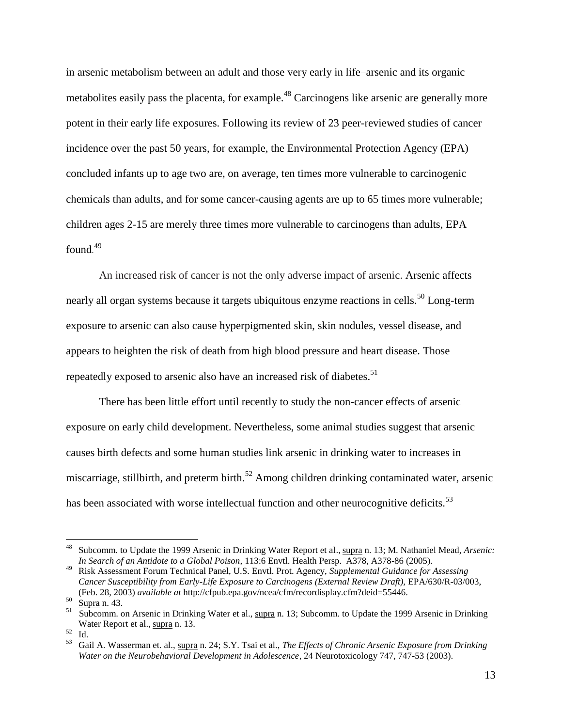in arsenic metabolism between an adult and those very early in life–arsenic and its organic metabolites easily pass the placenta, for example.[48] Carcinogens like arsenic are generally more potent in their early life exposures. Following its review of 23 peer-reviewed studies of cancer incidence over the past 50 years, for example, the Environmental Protection Agency (EPA) concluded infants up to age two are, on average, ten times more vulnerable to carcinogenic chemicals than adults, and for some cancer-causing agents are up to 65 times more vulnerable; children ages 2-15 are merely three times more vulnerable to carcinogens than adults, EPA found.[49]

An increased risk of cancer is not the only adverse impact of arsenic. Arsenic affects nearly all organ systems because it targets ubiquitous enzyme reactions in cells.[50] Long-term exposure to arsenic can also cause hyperpigmented skin, skin nodules, vessel disease, and appears to heighten the risk of death from high blood pressure and heart disease. Those repeatedly exposed to arsenic also have an increased risk of diabetes.[51]

There has been little effort until recently to study the non-cancer effects of arsenic exposure on early child development. Nevertheless, some animal studies suggest that arsenic causes birth defects and some human studies link arsenic in drinking water to increases in miscarriage, stillbirth, and preterm birth.[52] Among children drinking contaminated water, arsenic has been associated with worse intellectual function and other neurocognitive deficits.[53]

---

[48] Subcomm. to Update the 1999 Arsenic in Drinking Water Report et al., supra n. 13; M. Nathaniel Mead, *Arsenic: In Search of an Antidote to a Global Poison*, 113:6 Envtl. Health Persp. A378, A378-86 (2005).

[49] Risk Assessment Forum Technical Panel, U.S. Envtl. Prot. Agency, *Supplemental Guidance for Assessing Cancer Susceptibility from Early-Life Exposure to Carcinogens (External Review Draft)*, EPA/630/R-03/003, (Feb. 28, 2003) *available at* http://cfpub.epa.gov/ncea/cfm/recordisplay.cfm?deid=55446.

[50] Supra n. 43.

[51] Subcomm. on Arsenic in Drinking Water et al., supra n. 13; Subcomm. to Update the 1999 Arsenic in Drinking Water Report et al., supra n. 13.

[52] Id.

[53] Gail A. Wasserman et. al., supra n. 24; S.Y. Tsai et al., *The Effects of Chronic Arsenic Exposure from Drinking Water on the Neurobehavioral Development in Adolescence*, 24 Neurotoxicology 747, 747-53 (2003).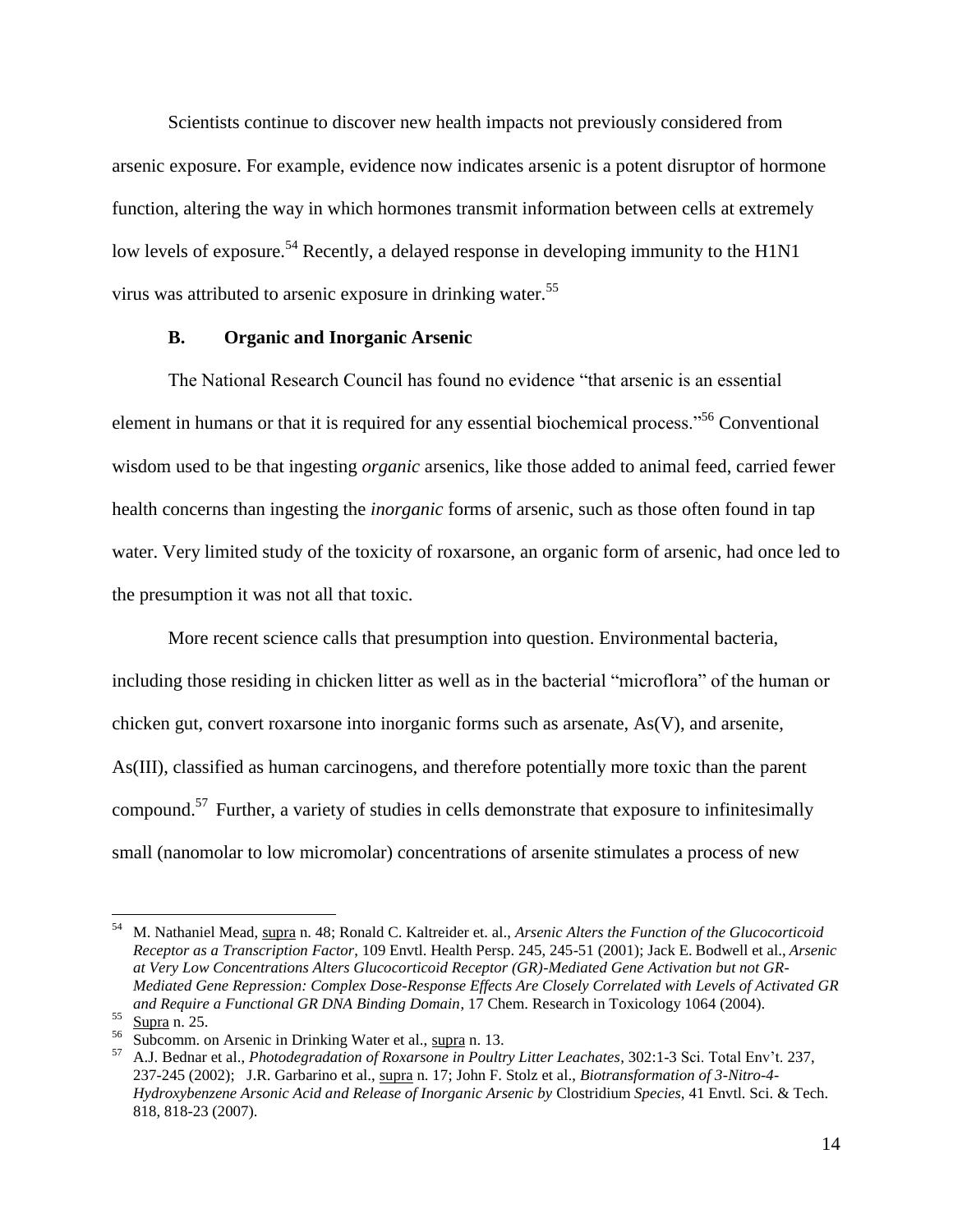Scientists continue to discover new health impacts not previously considered from arsenic exposure. For example, evidence now indicates arsenic is a potent disruptor of hormone function, altering the way in which hormones transmit information between cells at extremely low levels of exposure.[54] Recently, a delayed response in developing immunity to the H1N1 virus was attributed to arsenic exposure in drinking water.[55]

### B. Organic and Inorganic Arsenic

The National Research Council has found no evidence "that arsenic is an essential element in humans or that it is required for any essential biochemical process."[56] Conventional wisdom used to be that ingesting *organic* arsenics, like those added to animal feed, carried fewer health concerns than ingesting the *inorganic* forms of arsenic, such as those often found in tap water. Very limited study of the toxicity of roxarsone, an organic form of arsenic, had once led to the presumption it was not all that toxic.

More recent science calls that presumption into question. Environmental bacteria, including those residing in chicken litter as well as in the bacterial "microflora" of the human or chicken gut, convert roxarsone into inorganic forms such as arsenate, As(V), and arsenite, As(III), classified as human carcinogens, and therefore potentially more toxic than the parent compound.[57] Further, a variety of studies in cells demonstrate that exposure to infinitesimally small (nanomolar to low micromolar) concentrations of arsenite stimulates a process of new

---

[54] M. Nathaniel Mead, supra n. 48; Ronald C. Kaltreider et. al., *Arsenic Alters the Function of the Glucocorticoid Receptor as a Transcription Factor*, 109 Envtl. Health Persp. 245, 245-51 (2001); Jack E. Bodwell et al., *Arsenic at Very Low Concentrations Alters Glucocorticoid Receptor (GR)-Mediated Gene Activation but not GR-Mediated Gene Repression: Complex Dose-Response Effects Are Closely Correlated with Levels of Activated GR and Require a Functional GR DNA Binding Domain*, 17 Chem. Research in Toxicology 1064 (2004).

[55] Supra n. 25.

[56] Subcomm. on Arsenic in Drinking Water et al., supra n. 13.

[57] A.J. Bednar et al., *Photodegradation of Roxarsone in Poultry Litter Leachates*, 302:1-3 Sci. Total Env't. 237, 237-245 (2002); J.R. Garbarino et al., supra n. 17; John F. Stolz et al., *Biotransformation of 3-Nitro-4-Hydroxybenzene Arsonic Acid and Release of Inorganic Arsenic by* Clostridium *Species*, 41 Envtl. Sci. & Tech. 818, 818-23 (2007).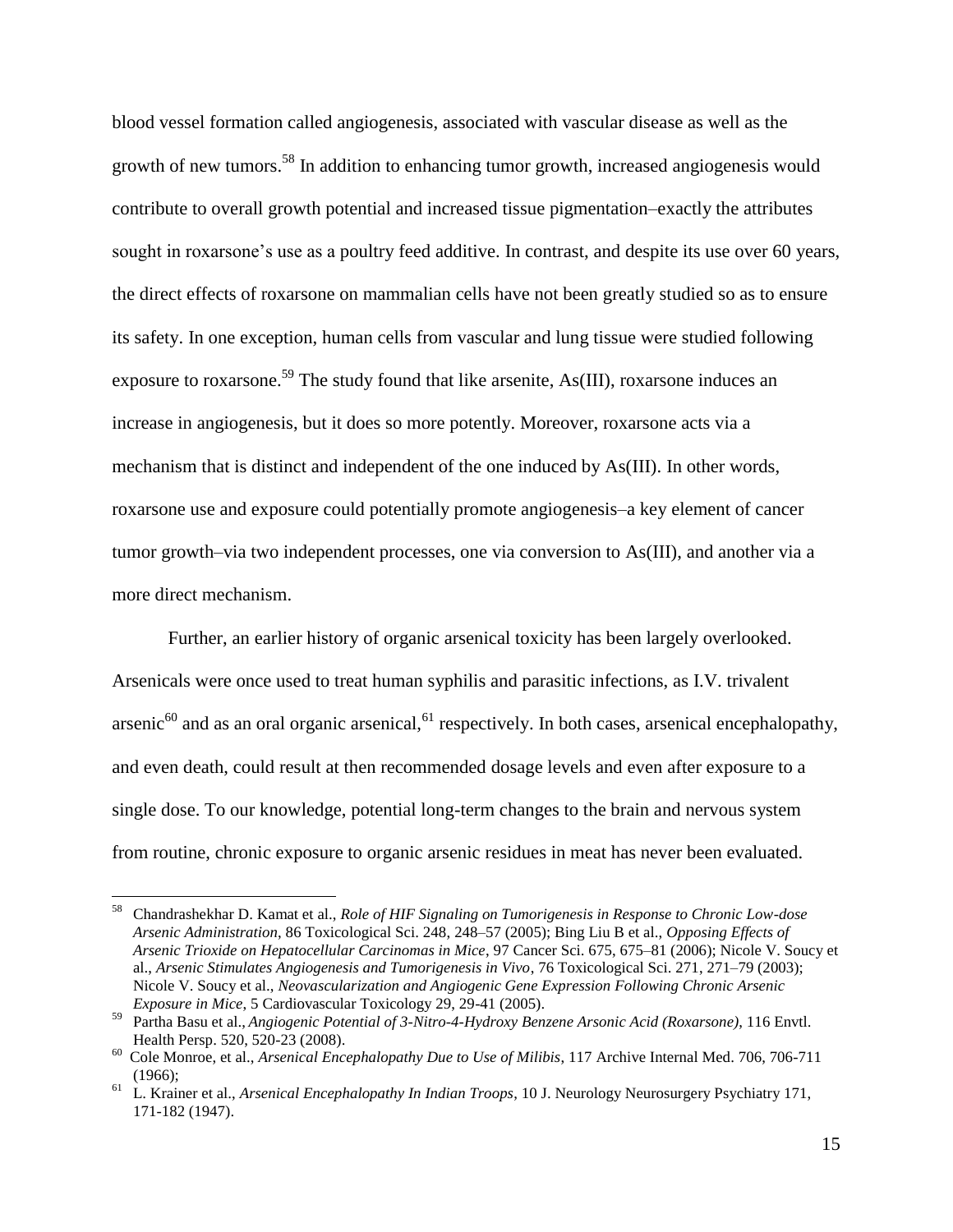blood vessel formation called angiogenesis, associated with vascular disease as well as the growth of new tumors.[58] In addition to enhancing tumor growth, increased angiogenesis would contribute to overall growth potential and increased tissue pigmentation–exactly the attributes sought in roxarsone's use as a poultry feed additive. In contrast, and despite its use over 60 years, the direct effects of roxarsone on mammalian cells have not been greatly studied so as to ensure its safety. In one exception, human cells from vascular and lung tissue were studied following exposure to roxarsone.[59] The study found that like arsenite, As(III), roxarsone induces an increase in angiogenesis, but it does so more potently. Moreover, roxarsone acts via a mechanism that is distinct and independent of the one induced by As(III). In other words, roxarsone use and exposure could potentially promote angiogenesis–a key element of cancer tumor growth–via two independent processes, one via conversion to As(III), and another via a more direct mechanism.

Further, an earlier history of organic arsenical toxicity has been largely overlooked. Arsenicals were once used to treat human syphilis and parasitic infections, as I.V. trivalent arsenic[60] and as an oral organic arsenical,[61] respectively. In both cases, arsenical encephalopathy, and even death, could result at then recommended dosage levels and even after exposure to a single dose. To our knowledge, potential long-term changes to the brain and nervous system from routine, chronic exposure to organic arsenic residues in meat has never been evaluated.

---

[58] Chandrashekhar D. Kamat et al., *Role of HIF Signaling on Tumorigenesis in Response to Chronic Low-dose Arsenic Administration*, 86 Toxicological Sci. 248, 248–57 (2005); Bing Liu B et al., *Opposing Effects of Arsenic Trioxide on Hepatocellular Carcinomas in Mice*, 97 Cancer Sci. 675, 675–81 (2006); Nicole V. Soucy et al., *Arsenic Stimulates Angiogenesis and Tumorigenesis in Vivo*, 76 Toxicological Sci. 271, 271–79 (2003); Nicole V. Soucy et al., *Neovascularization and Angiogenic Gene Expression Following Chronic Arsenic Exposure in Mice*, 5 Cardiovascular Toxicology 29, 29-41 (2005).

[59] Partha Basu et al., *Angiogenic Potential of 3-Nitro-4-Hydroxy Benzene Arsonic Acid (Roxarsone)*, 116 Envtl. Health Persp. 520, 520-23 (2008).

[60] Cole Monroe, et al., *Arsenical Encephalopathy Due to Use of Milibis*, 117 Archive Internal Med. 706, 706-711 (1966);

[61] L. Krainer et al., *Arsenical Encephalopathy In Indian Troops*, 10 J. Neurology Neurosurgery Psychiatry 171, 171-182 (1947).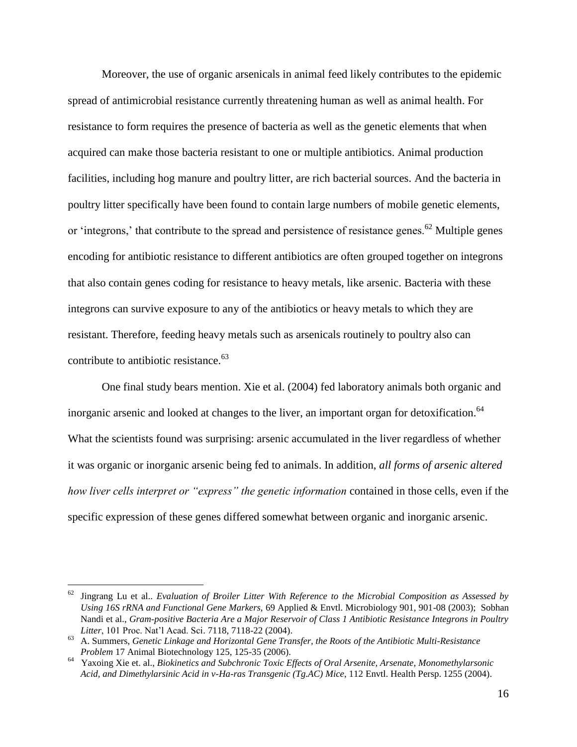Moreover, the use of organic arsenicals in animal feed likely contributes to the epidemic spread of antimicrobial resistance currently threatening human as well as animal health. For resistance to form requires the presence of bacteria as well as the genetic elements that when acquired can make those bacteria resistant to one or multiple antibiotics. Animal production facilities, including hog manure and poultry litter, are rich bacterial sources. And the bacteria in poultry litter specifically have been found to contain large numbers of mobile genetic elements, or 'integrons,' that contribute to the spread and persistence of resistance genes.[62] Multiple genes encoding for antibiotic resistance to different antibiotics are often grouped together on integrons that also contain genes coding for resistance to heavy metals, like arsenic. Bacteria with these integrons can survive exposure to any of the antibiotics or heavy metals to which they are resistant. Therefore, feeding heavy metals such as arsenicals routinely to poultry also can contribute to antibiotic resistance.[63]

One final study bears mention. Xie et al. (2004) fed laboratory animals both organic and inorganic arsenic and looked at changes to the liver, an important organ for detoxification.[64] What the scientists found was surprising: arsenic accumulated in the liver regardless of whether it was organic or inorganic arsenic being fed to animals. In addition, *all forms of arsenic altered how liver cells interpret or "express" the genetic information* contained in those cells, even if the specific expression of these genes differed somewhat between organic and inorganic arsenic.

---

[62] Jingrang Lu et al.. *Evaluation of Broiler Litter With Reference to the Microbial Composition as Assessed by Using 16S rRNA and Functional Gene Markers,* 69 Applied & Envtl. Microbiology 901, 901-08 (2003); Sobhan Nandi et al., *Gram-positive Bacteria Are a Major Reservoir of Class 1 Antibiotic Resistance Integrons in Poultry Litter*, 101 Proc. Nat'l Acad. Sci. 7118, 7118-22 (2004).

[63] A. Summers, *Genetic Linkage and Horizontal Gene Transfer, the Roots of the Antibiotic Multi-Resistance Problem* 17 Animal Biotechnology 125, 125-35 (2006).

[64] Yaxoing Xie et. al., *Biokinetics and Subchronic Toxic Effects of Oral Arsenite, Arsenate, Monomethylarsonic Acid, and Dimethylarsinic Acid in v-Ha-ras Transgenic (Tg.AC) Mice*, 112 Envtl. Health Persp. 1255 (2004).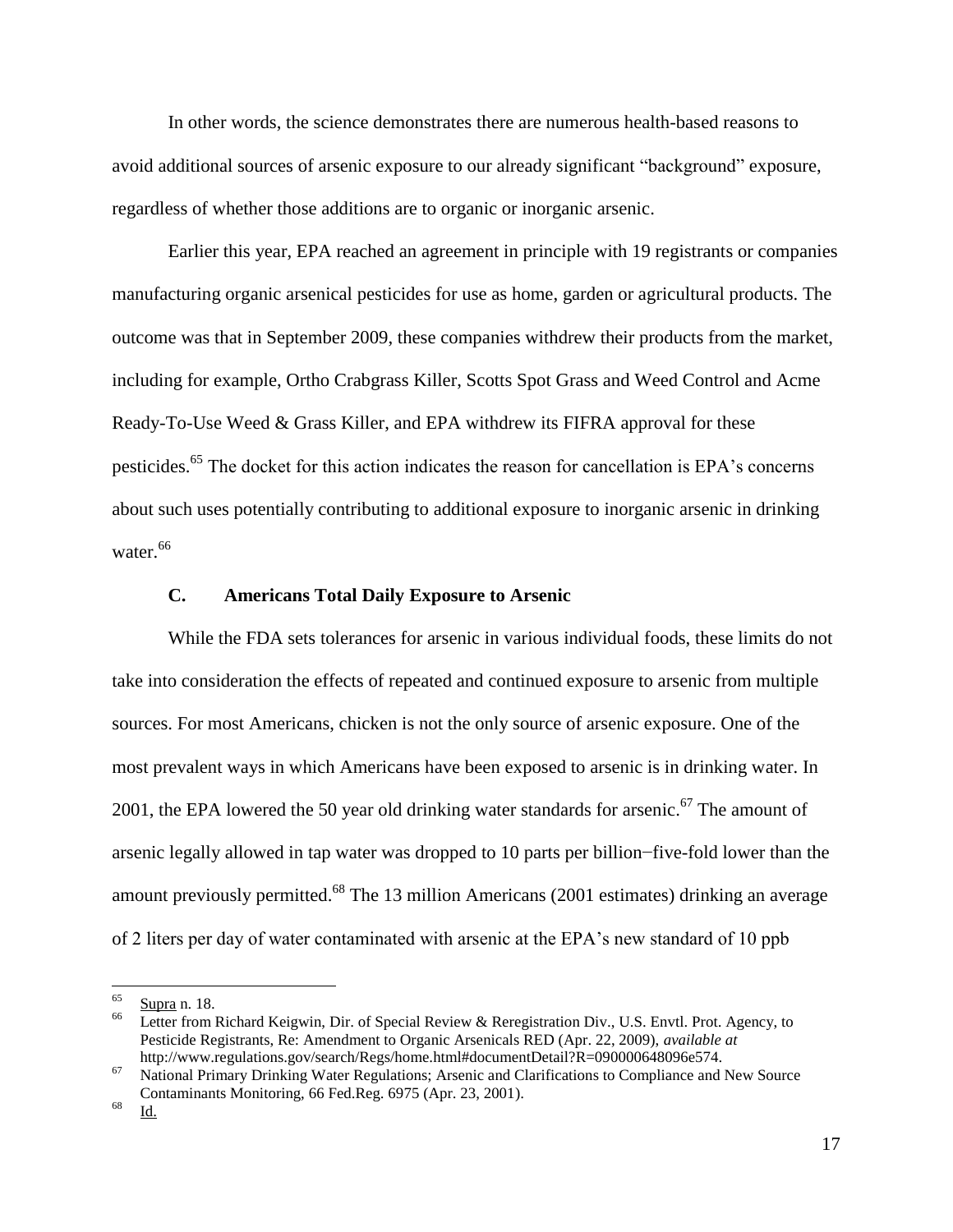In other words, the science demonstrates there are numerous health-based reasons to avoid additional sources of arsenic exposure to our already significant "background" exposure, regardless of whether those additions are to organic or inorganic arsenic.

Earlier this year, EPA reached an agreement in principle with 19 registrants or companies manufacturing organic arsenical pesticides for use as home, garden or agricultural products. The outcome was that in September 2009, these companies withdrew their products from the market, including for example, Ortho Crabgrass Killer, Scotts Spot Grass and Weed Control and Acme Ready-To-Use Weed & Grass Killer, and EPA withdrew its FIFRA approval for these pesticides.[65] The docket for this action indicates the reason for cancellation is EPA's concerns about such uses potentially contributing to additional exposure to inorganic arsenic in drinking water.[66]

### C. Americans Total Daily Exposure to Arsenic

While the FDA sets tolerances for arsenic in various individual foods, these limits do not take into consideration the effects of repeated and continued exposure to arsenic from multiple sources. For most Americans, chicken is not the only source of arsenic exposure. One of the most prevalent ways in which Americans have been exposed to arsenic is in drinking water. In 2001, the EPA lowered the 50 year old drinking water standards for arsenic.[67] The amount of arsenic legally allowed in tap water was dropped to 10 parts per billion−five-fold lower than the amount previously permitted.[68] The 13 million Americans (2001 estimates) drinking an average of 2 liters per day of water contaminated with arsenic at the EPA's new standard of 10 ppb

---

[65] Supra n. 18.

[66] Letter from Richard Keigwin, Dir. of Special Review & Reregistration Div., U.S. Envtl. Prot. Agency, to Pesticide Registrants, Re: Amendment to Organic Arsenicals RED (Apr. 22, 2009), *available at* http://www.regulations.gov/search/Regs/home.html#documentDetail?R=090000648096e574.

[67] National Primary Drinking Water Regulations; Arsenic and Clarifications to Compliance and New Source Contaminants Monitoring, 66 Fed.Reg. 6975 (Apr. 23, 2001).

[68] Id.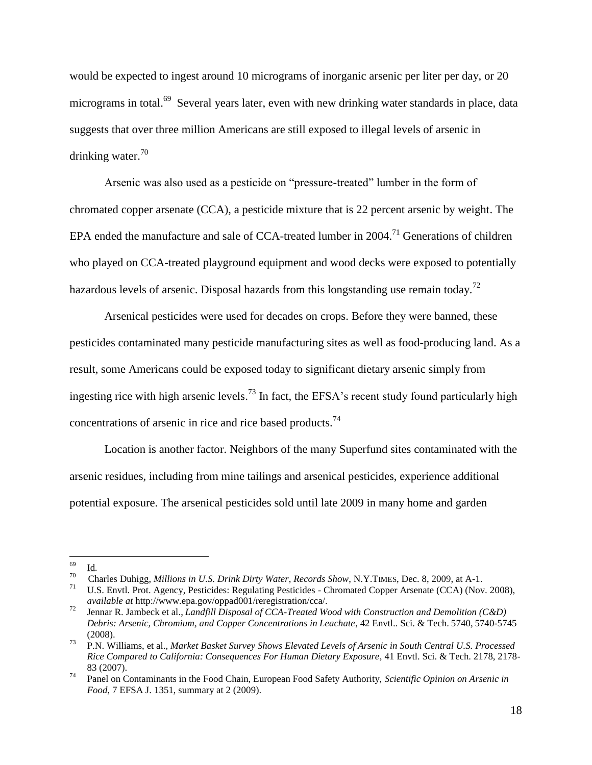would be expected to ingest around 10 micrograms of inorganic arsenic per liter per day, or 20 micrograms in total.[69] Several years later, even with new drinking water standards in place, data suggests that over three million Americans are still exposed to illegal levels of arsenic in drinking water.[70]

Arsenic was also used as a pesticide on "pressure-treated" lumber in the form of chromated copper arsenate (CCA), a pesticide mixture that is 22 percent arsenic by weight. The EPA ended the manufacture and sale of CCA-treated lumber in 2004.[71] Generations of children who played on CCA-treated playground equipment and wood decks were exposed to potentially hazardous levels of arsenic. Disposal hazards from this longstanding use remain today.[72]

Arsenical pesticides were used for decades on crops. Before they were banned, these pesticides contaminated many pesticide manufacturing sites as well as food-producing land. As a result, some Americans could be exposed today to significant dietary arsenic simply from ingesting rice with high arsenic levels.[73] In fact, the EFSA's recent study found particularly high concentrations of arsenic in rice and rice based products.[74]

Location is another factor. Neighbors of the many Superfund sites contaminated with the arsenic residues, including from mine tailings and arsenical pesticides, experience additional potential exposure. The arsenical pesticides sold until late 2009 in many home and garden

---

[69] Id.

[70] Charles Duhigg, *Millions in U.S. Drink Dirty Water, Records Show*, N.Y.TIMES, Dec. 8, 2009, at A-1.

[71] U.S. Envtl. Prot. Agency, Pesticides: Regulating Pesticides - Chromated Copper Arsenate (CCA) (Nov. 2008), *available at* http://www.epa.gov/oppad001/reregistration/cca/.

[72] Jennar R. Jambeck et al., *Landfill Disposal of CCA-Treated Wood with Construction and Demolition (C&D) Debris: Arsenic, Chromium, and Copper Concentrations in Leachate*, 42 Envtl.. Sci. & Tech. 5740, 5740-5745 (2008).

[73] P.N. Williams, et al., *Market Basket Survey Shows Elevated Levels of Arsenic in South Central U.S. Processed Rice Compared to California: Consequences For Human Dietary Exposure*, 41 Envtl. Sci. & Tech. 2178, 2178-83 (2007).

[74] Panel on Contaminants in the Food Chain, European Food Safety Authority, *Scientific Opinion on Arsenic in Food*, 7 EFSA J. 1351, summary at 2 (2009).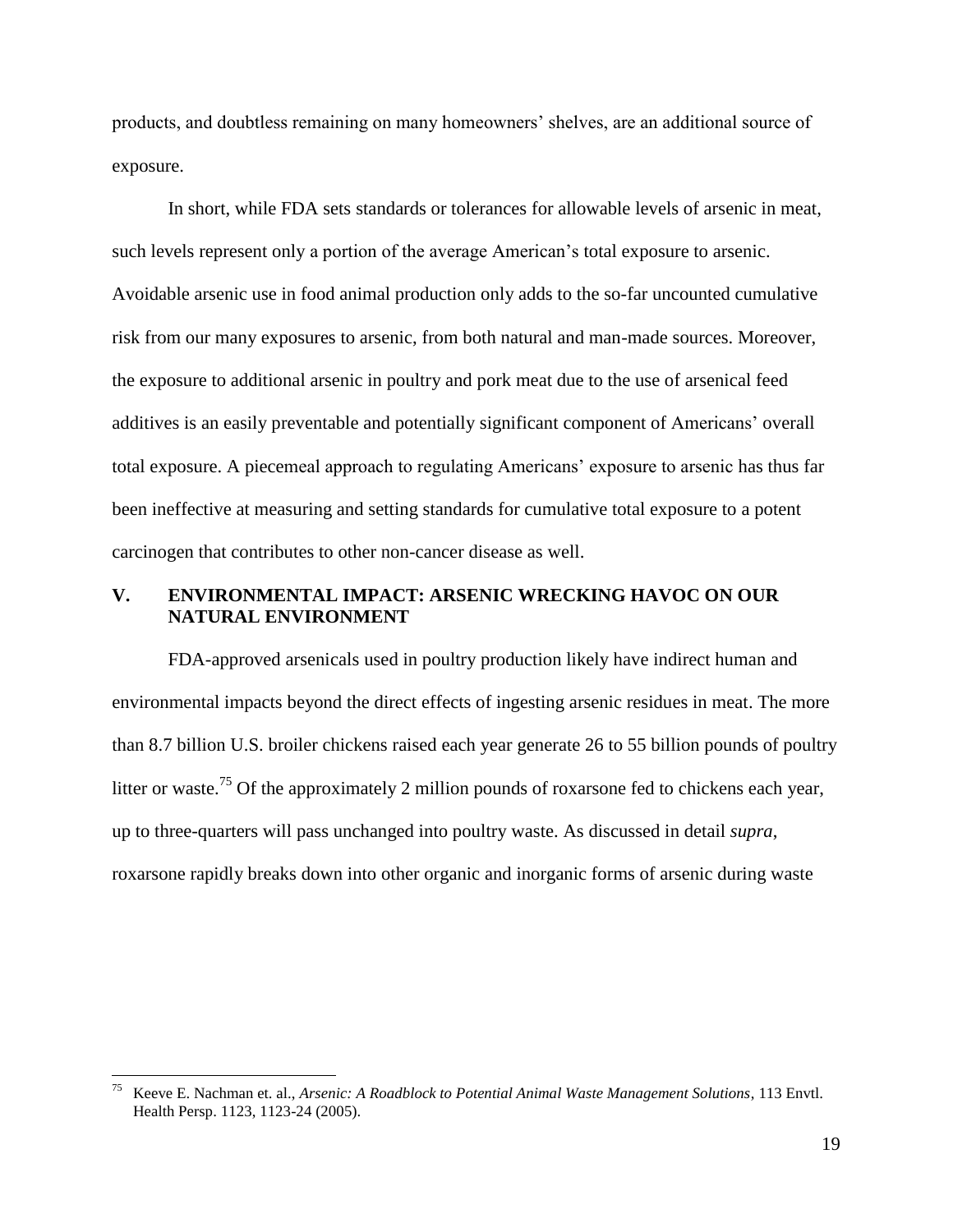products, and doubtless remaining on many homeowners' shelves, are an additional source of exposure.

In short, while FDA sets standards or tolerances for allowable levels of arsenic in meat, such levels represent only a portion of the average American's total exposure to arsenic. Avoidable arsenic use in food animal production only adds to the so-far uncounted cumulative risk from our many exposures to arsenic, from both natural and man-made sources. Moreover, the exposure to additional arsenic in poultry and pork meat due to the use of arsenical feed additives is an easily preventable and potentially significant component of Americans' overall total exposure. A piecemeal approach to regulating Americans' exposure to arsenic has thus far been ineffective at measuring and setting standards for cumulative total exposure to a potent carcinogen that contributes to other non-cancer disease as well.

## V. ENVIRONMENTAL IMPACT: ARSENIC WRECKING HAVOC ON OUR NATURAL ENVIRONMENT

FDA-approved arsenicals used in poultry production likely have indirect human and environmental impacts beyond the direct effects of ingesting arsenic residues in meat. The more than 8.7 billion U.S. broiler chickens raised each year generate 26 to 55 billion pounds of poultry litter or waste.[75] Of the approximately 2 million pounds of roxarsone fed to chickens each year, up to three-quarters will pass unchanged into poultry waste. As discussed in detail *supra*, roxarsone rapidly breaks down into other organic and inorganic forms of arsenic during waste

---

[75] Keeve E. Nachman et. al., *Arsenic: A Roadblock to Potential Animal Waste Management Solutions*, 113 Envtl. Health Persp. 1123, 1123-24 (2005).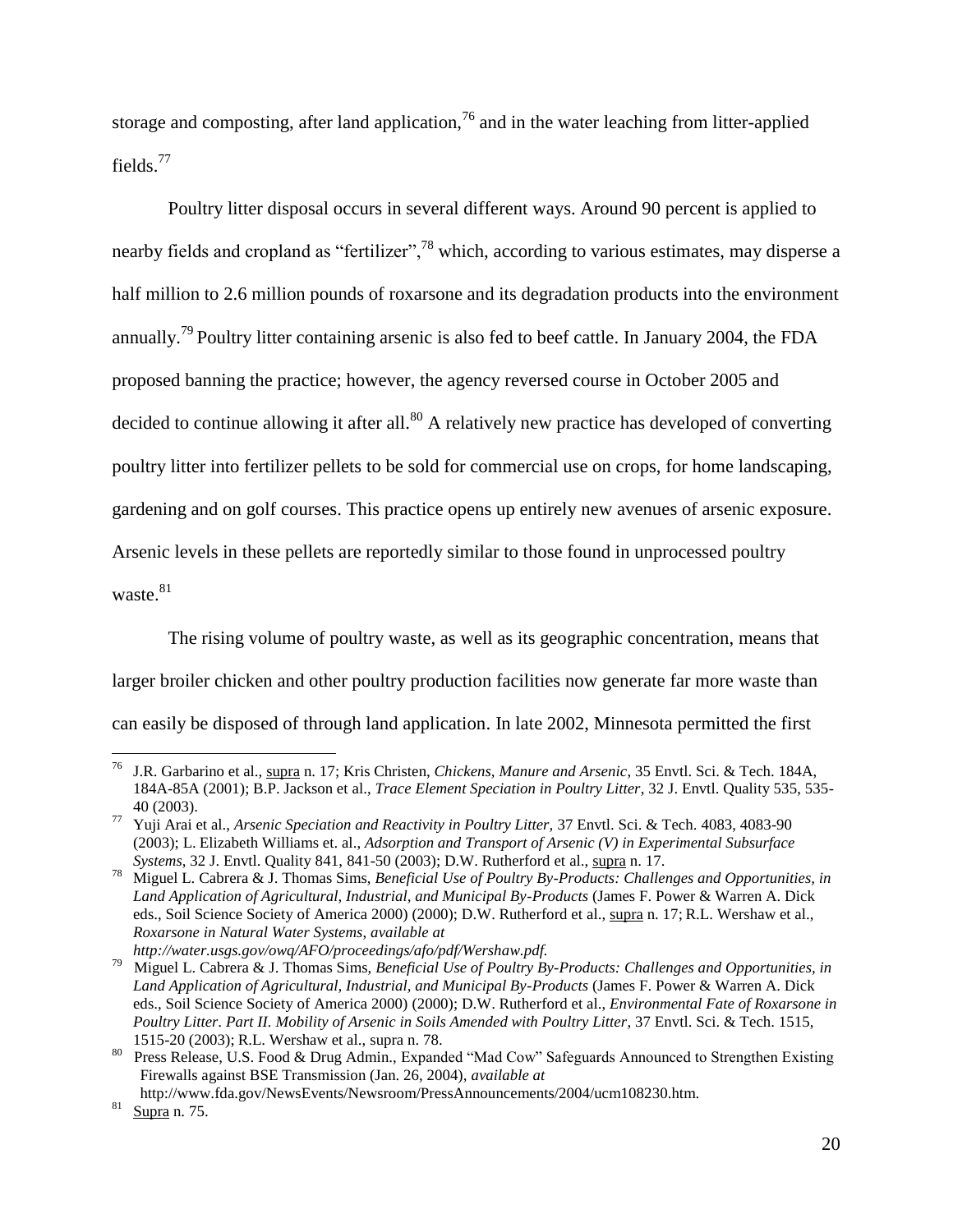storage and composting, after land application,[76] and in the water leaching from litter-applied fields.[77]

Poultry litter disposal occurs in several different ways. Around 90 percent is applied to nearby fields and cropland as "fertilizer",[78] which, according to various estimates, may disperse a half million to 2.6 million pounds of roxarsone and its degradation products into the environment annually.[79] Poultry litter containing arsenic is also fed to beef cattle. In January 2004, the FDA proposed banning the practice; however, the agency reversed course in October 2005 and decided to continue allowing it after all.[80] A relatively new practice has developed of converting poultry litter into fertilizer pellets to be sold for commercial use on crops, for home landscaping, gardening and on golf courses. This practice opens up entirely new avenues of arsenic exposure. Arsenic levels in these pellets are reportedly similar to those found in unprocessed poultry waste.[81]

The rising volume of poultry waste, as well as its geographic concentration, means that larger broiler chicken and other poultry production facilities now generate far more waste than can easily be disposed of through land application. In late 2002, Minnesota permitted the first

---

[76] J.R. Garbarino et al., supra n. 17; Kris Christen, *Chickens, Manure and Arsenic*, 35 Envtl. Sci. & Tech. 184A, 184A-85A (2001); B.P. Jackson et al., *Trace Element Speciation in Poultry Litter*, 32 J. Envtl. Quality 535, 535-40 (2003).

[77] Yuji Arai et al., *Arsenic Speciation and Reactivity in Poultry Litter*, 37 Envtl. Sci. & Tech. 4083, 4083-90 (2003); L. Elizabeth Williams et. al., *Adsorption and Transport of Arsenic (V) in Experimental Subsurface Systems*, 32 J. Envtl. Quality 841, 841-50 (2003); D.W. Rutherford et al., supra n. 17.

[78] Miguel L. Cabrera & J. Thomas Sims, *Beneficial Use of Poultry By-Products: Challenges and Opportunities, in Land Application of Agricultural, Industrial, and Municipal By-Products* (James F. Power & Warren A. Dick eds., Soil Science Society of America 2000) (2000); D.W. Rutherford et al., supra n. 17; R.L. Wershaw et al., *Roxarsone in Natural Water Systems*, *available at http://water.usgs.gov/owq/AFO/proceedings/afo/pdf/Wershaw.pdf.*

[79] Miguel L. Cabrera & J. Thomas Sims, *Beneficial Use of Poultry By-Products: Challenges and Opportunities, in Land Application of Agricultural, Industrial, and Municipal By-Products* (James F. Power & Warren A. Dick eds., Soil Science Society of America 2000) (2000); D.W. Rutherford et al., *Environmental Fate of Roxarsone in Poultry Litter. Part II. Mobility of Arsenic in Soils Amended with Poultry Litter*, 37 Envtl. Sci. & Tech. 1515, 1515-20 (2003); R.L. Wershaw et al., supra n. 78.

[80] Press Release, U.S. Food & Drug Admin., Expanded "Mad Cow" Safeguards Announced to Strengthen Existing Firewalls against BSE Transmission (Jan. 26, 2004), *available at* http://www.fda.gov/NewsEvents/Newsroom/PressAnnouncements/2004/ucm108230.htm.

[81] Supra n. 75.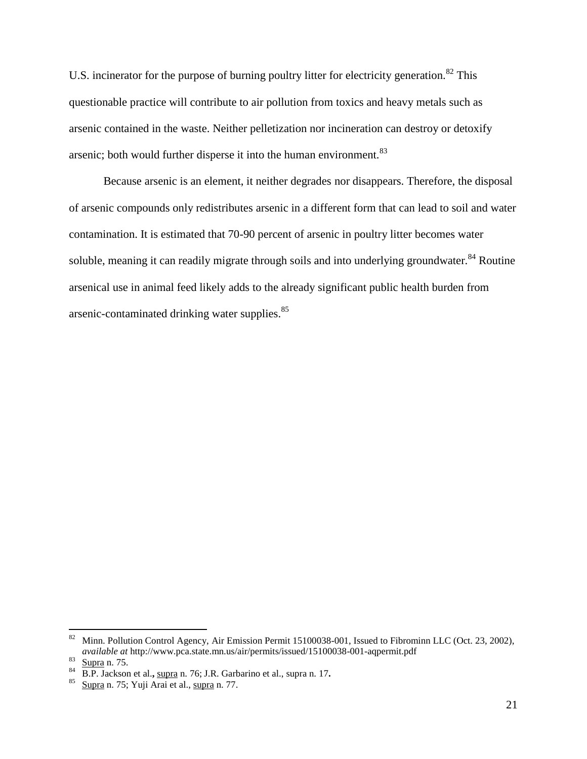U.S. incinerator for the purpose of burning poultry litter for electricity generation.[82] This questionable practice will contribute to air pollution from toxics and heavy metals such as arsenic contained in the waste. Neither pelletization nor incineration can destroy or detoxify arsenic; both would further disperse it into the human environment.[83]

Because arsenic is an element, it neither degrades nor disappears. Therefore, the disposal of arsenic compounds only redistributes arsenic in a different form that can lead to soil and water contamination. It is estimated that 70-90 percent of arsenic in poultry litter becomes water soluble, meaning it can readily migrate through soils and into underlying groundwater.[84] Routine arsenical use in animal feed likely adds to the already significant public health burden from arsenic-contaminated drinking water supplies.[85]

---

[82] Minn. Pollution Control Agency, Air Emission Permit 15100038-001, Issued to Fibrominn LLC (Oct. 23, 2002), *available at* http://www.pca.state.mn.us/air/permits/issued/15100038-001-aqpermit.pdf

[83] Supra n. 75.

[84] B.P. Jackson et al.**,** supra n. 76; J.R. Garbarino et al., supra n. 17**.**

[85] Supra n. 75; Yuji Arai et al., supra n. 77.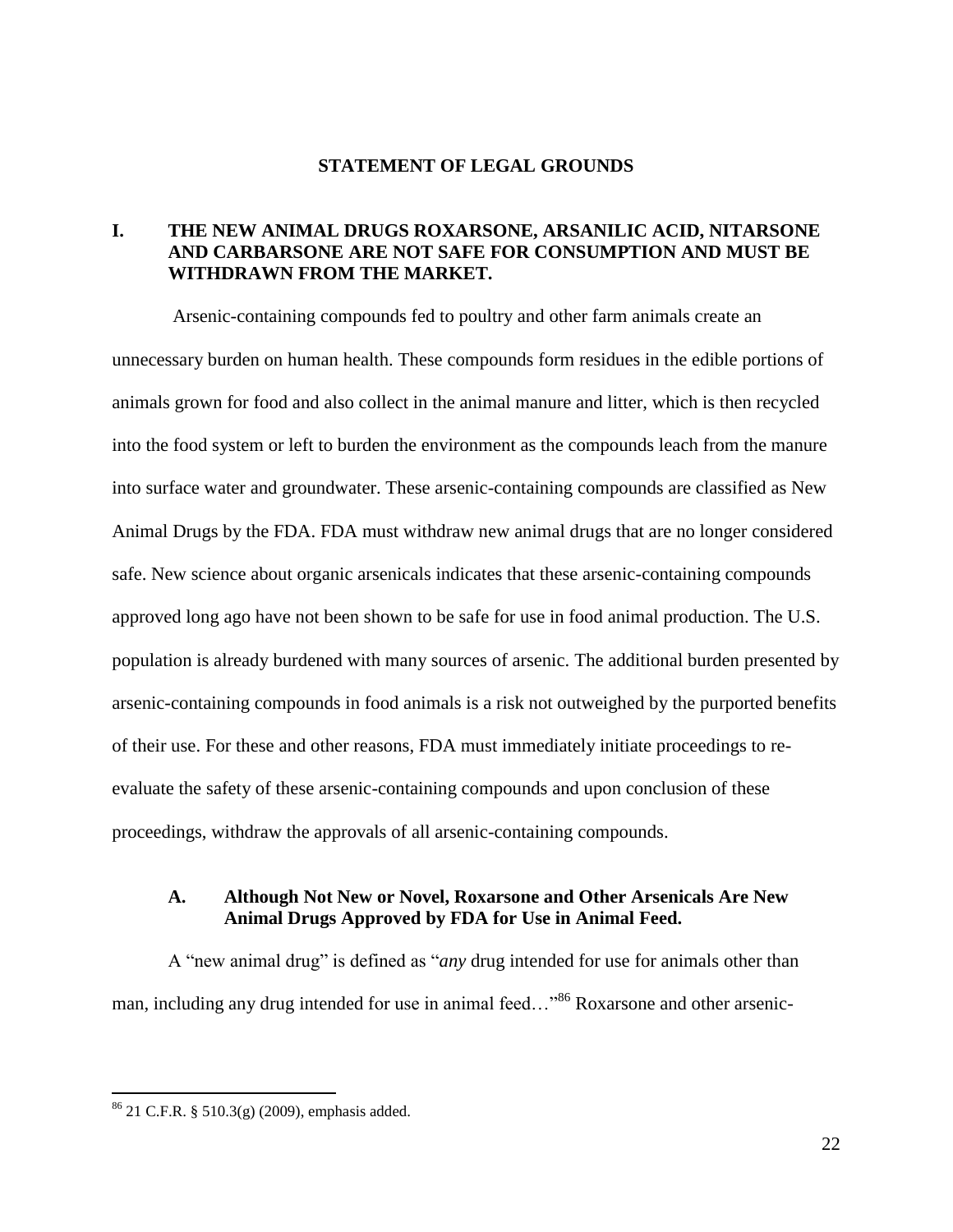## STATEMENT OF LEGAL GROUNDS

### I. THE NEW ANIMAL DRUGS ROXARSONE, ARSANILIC ACID, NITARSONE AND CARBARSONE ARE NOT SAFE FOR CONSUMPTION AND MUST BE WITHDRAWN FROM THE MARKET.

Arsenic-containing compounds fed to poultry and other farm animals create an unnecessary burden on human health. These compounds form residues in the edible portions of animals grown for food and also collect in the animal manure and litter, which is then recycled into the food system or left to burden the environment as the compounds leach from the manure into surface water and groundwater. These arsenic-containing compounds are classified as New Animal Drugs by the FDA. FDA must withdraw new animal drugs that are no longer considered safe. New science about organic arsenicals indicates that these arsenic-containing compounds approved long ago have not been shown to be safe for use in food animal production. The U.S. population is already burdened with many sources of arsenic. The additional burden presented by arsenic-containing compounds in food animals is a risk not outweighed by the purported benefits of their use. For these and other reasons, FDA must immediately initiate proceedings to re-evaluate the safety of these arsenic-containing compounds and upon conclusion of these proceedings, withdraw the approvals of all arsenic-containing compounds.

#### A. Although Not New or Novel, Roxarsone and Other Arsenicals Are New Animal Drugs Approved by FDA for Use in Animal Feed.

A "new animal drug" is defined as "*any* drug intended for use for animals other than man, including any drug intended for use in animal feed…"[86] Roxarsone and other arsenic-

[86] 21 C.F.R. § 510.3(g) (2009), emphasis added.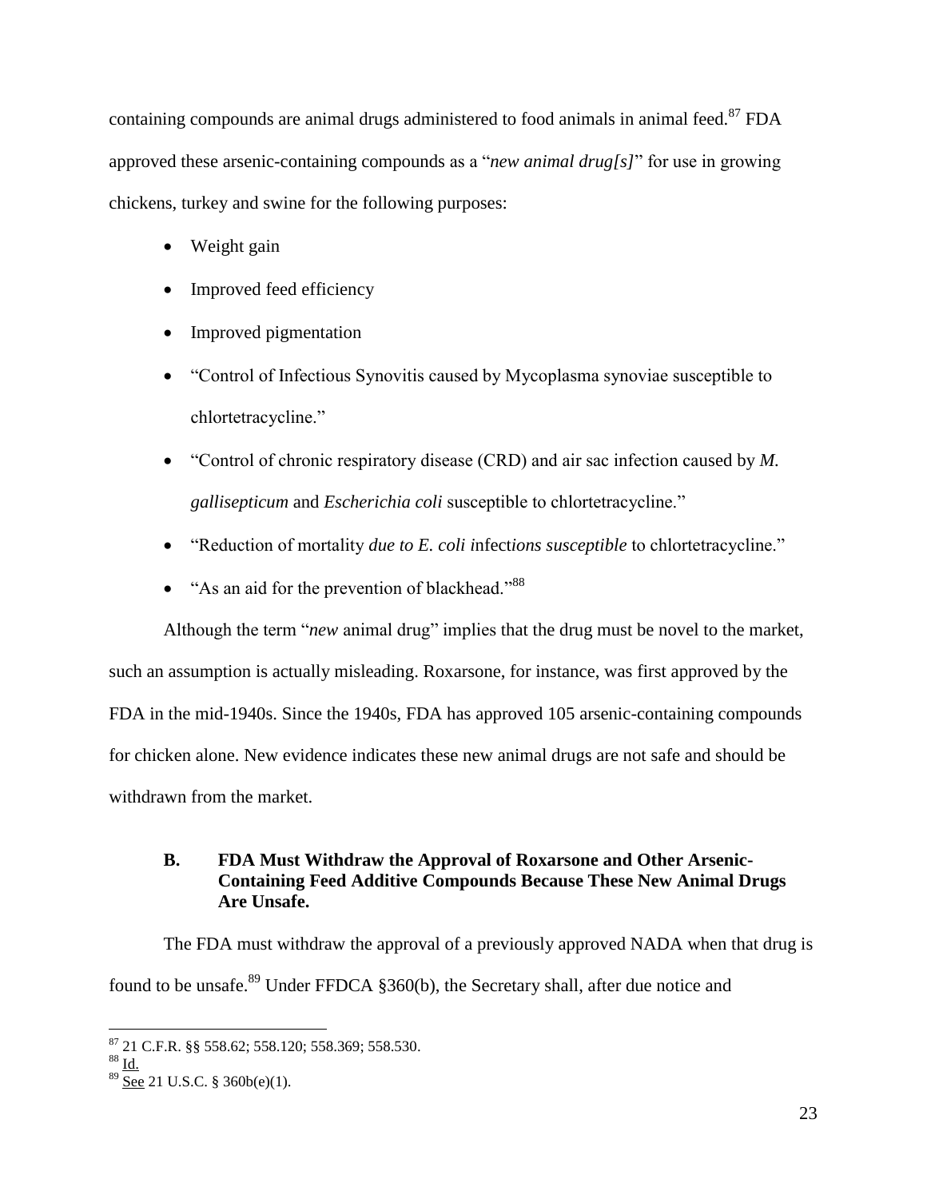containing compounds are animal drugs administered to food animals in animal feed.[87] FDA approved these arsenic-containing compounds as a "*new animal drug[s]*" for use in growing chickens, turkey and swine for the following purposes:

- Weight gain
- Improved feed efficiency
- Improved pigmentation
- "Control of Infectious Synovitis caused by Mycoplasma synoviae susceptible to chlortetracycline."
- "Control of chronic respiratory disease (CRD) and air sac infection caused by *M. gallisepticum* and *Escherichia coli* susceptible to chlortetracycline."
- "Reduction of mortality *due to E. coli i*nfect*ions susceptible* to chlortetracycline."
- "As an aid for the prevention of blackhead."[88]

Although the term "*new* animal drug" implies that the drug must be novel to the market, such an assumption is actually misleading. Roxarsone, for instance, was first approved by the FDA in the mid-1940s. Since the 1940s, FDA has approved 105 arsenic-containing compounds for chicken alone. New evidence indicates these new animal drugs are not safe and should be withdrawn from the market.

### B. FDA Must Withdraw the Approval of Roxarsone and Other Arsenic-Containing Feed Additive Compounds Because These New Animal Drugs Are Unsafe.

The FDA must withdraw the approval of a previously approved NADA when that drug is found to be unsafe.[89] Under FFDCA §360(b), the Secretary shall, after due notice and

---

[87] 21 C.F.R. §§ 558.62; 558.120; 558.369; 558.530.

[88] Id.

[89] See 21 U.S.C. § 360b(e)(1).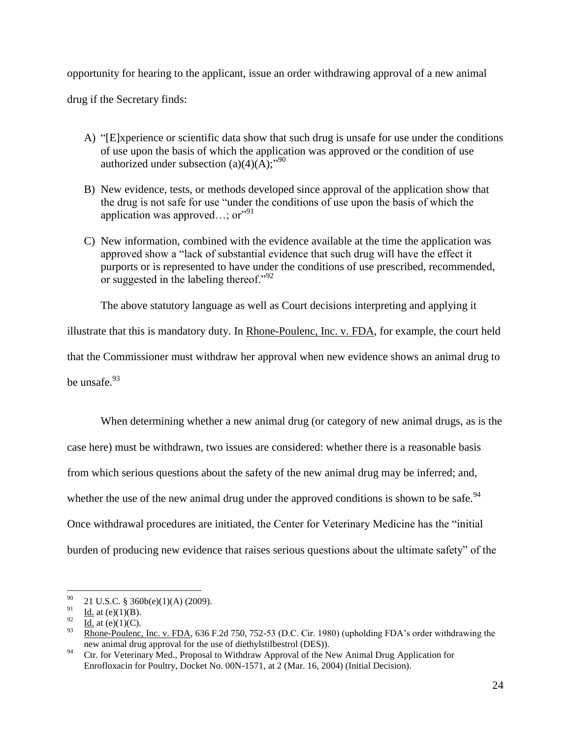opportunity for hearing to the applicant, issue an order withdrawing approval of a new animal drug if the Secretary finds:

A) "[E]xperience or scientific data show that such drug is unsafe for use under the conditions of use upon the basis of which the application was approved or the condition of use authorized under subsection (a)(4)(A);"[90]

B) New evidence, tests, or methods developed since approval of the application show that the drug is not safe for use "under the conditions of use upon the basis of which the application was approved…; or"[91]

C) New information, combined with the evidence available at the time the application was approved show a "lack of substantial evidence that such drug will have the effect it purports or is represented to have under the conditions of use prescribed, recommended, or suggested in the labeling thereof."[92]

The above statutory language as well as Court decisions interpreting and applying it illustrate that this is mandatory duty. In Rhone-Poulenc, Inc. v. FDA, for example, the court held that the Commissioner must withdraw her approval when new evidence shows an animal drug to be unsafe.[93]

When determining whether a new animal drug (or category of new animal drugs, as is the case here) must be withdrawn, two issues are considered: whether there is a reasonable basis from which serious questions about the safety of the new animal drug may be inferred; and, whether the use of the new animal drug under the approved conditions is shown to be safe.[94] Once withdrawal procedures are initiated, the Center for Veterinary Medicine has the "initial burden of producing new evidence that raises serious questions about the ultimate safety" of the

---

[90] 21 U.S.C. § 360b(e)(1)(A) (2009).

[91] Id. at (e)(1)(B).

[92] Id. at (e)(1)(C).

[93] Rhone-Poulenc, Inc. v. FDA, 636 F.2d 750, 752-53 (D.C. Cir. 1980) (upholding FDA's order withdrawing the new animal drug approval for the use of diethylstilbestrol (DES)).

[94] Ctr. for Veterinary Med., Proposal to Withdraw Approval of the New Animal Drug Application for Enrofloxacin for Poultry, Docket No. 00N-1571, at 2 (Mar. 16, 2004) (Initial Decision).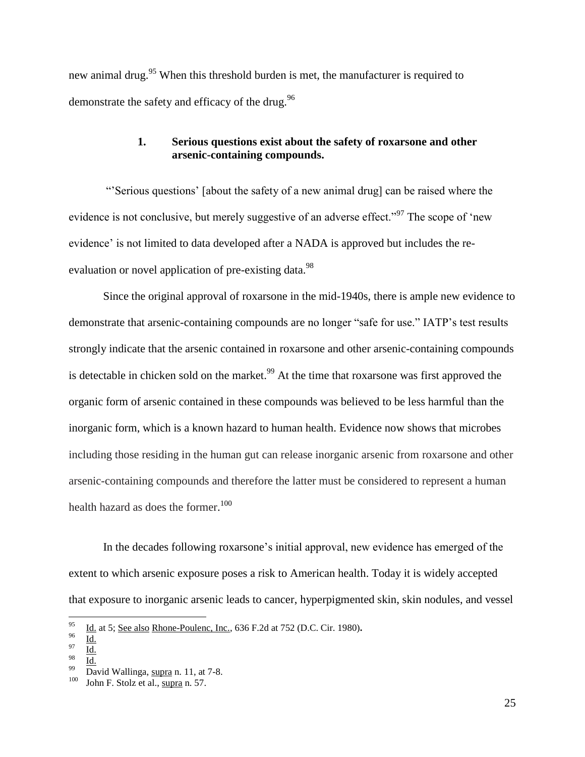new animal drug.[95] When this threshold burden is met, the manufacturer is required to demonstrate the safety and efficacy of the drug.[96]

### 1. Serious questions exist about the safety of roxarsone and other arsenic-containing compounds.

"'Serious questions' [about the safety of a new animal drug] can be raised where the evidence is not conclusive, but merely suggestive of an adverse effect."[97] The scope of 'new evidence' is not limited to data developed after a NADA is approved but includes the re-evaluation or novel application of pre-existing data.[98]

Since the original approval of roxarsone in the mid-1940s, there is ample new evidence to demonstrate that arsenic-containing compounds are no longer "safe for use." IATP's test results strongly indicate that the arsenic contained in roxarsone and other arsenic-containing compounds is detectable in chicken sold on the market.[99] At the time that roxarsone was first approved the organic form of arsenic contained in these compounds was believed to be less harmful than the inorganic form, which is a known hazard to human health. Evidence now shows that microbes including those residing in the human gut can release inorganic arsenic from roxarsone and other arsenic-containing compounds and therefore the latter must be considered to represent a human health hazard as does the former.[100]

In the decades following roxarsone's initial approval, new evidence has emerged of the extent to which arsenic exposure poses a risk to American health. Today it is widely accepted that exposure to inorganic arsenic leads to cancer, hyperpigmented skin, skin nodules, and vessel

---

[95] Id. at 5; See also Rhone-Poulenc, Inc., 636 F.2d at 752 (D.C. Cir. 1980).

[96] Id.

[97] Id.

[98] Id.

[99] David Wallinga, supra n. 11, at 7-8.

[100] John F. Stolz et al., supra n. 57.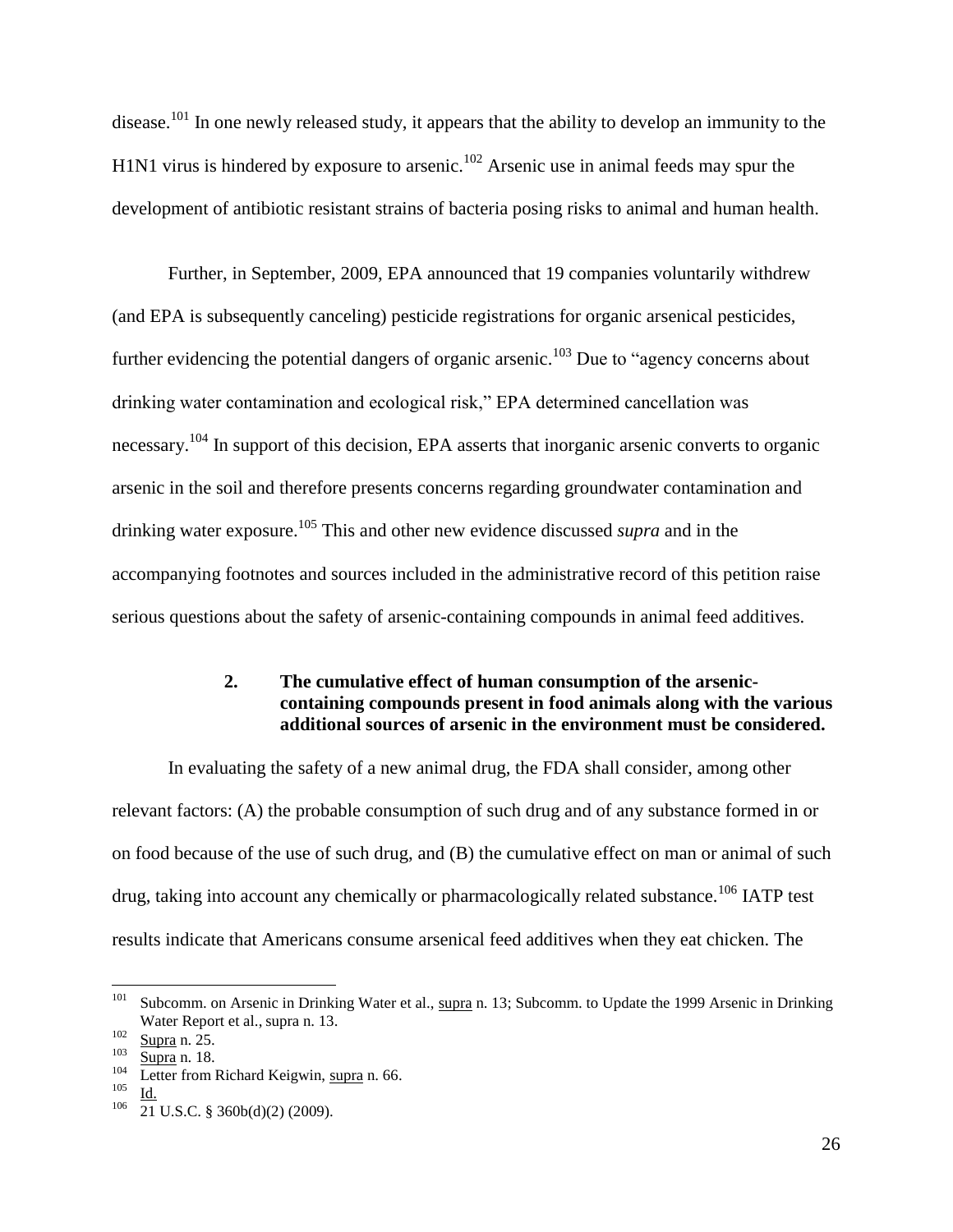disease.[101] In one newly released study, it appears that the ability to develop an immunity to the H1N1 virus is hindered by exposure to arsenic.[102] Arsenic use in animal feeds may spur the development of antibiotic resistant strains of bacteria posing risks to animal and human health.

Further, in September, 2009, EPA announced that 19 companies voluntarily withdrew (and EPA is subsequently canceling) pesticide registrations for organic arsenical pesticides, further evidencing the potential dangers of organic arsenic.[103] Due to "agency concerns about drinking water contamination and ecological risk," EPA determined cancellation was necessary.[104] In support of this decision, EPA asserts that inorganic arsenic converts to organic arsenic in the soil and therefore presents concerns regarding groundwater contamination and drinking water exposure.[105] This and other new evidence discussed *supra* and in the accompanying footnotes and sources included in the administrative record of this petition raise serious questions about the safety of arsenic-containing compounds in animal feed additives.

### 2. The cumulative effect of human consumption of the arsenic-containing compounds present in food animals along with the various additional sources of arsenic in the environment must be considered.

In evaluating the safety of a new animal drug, the FDA shall consider, among other relevant factors: (A) the probable consumption of such drug and of any substance formed in or on food because of the use of such drug, and (B) the cumulative effect on man or animal of such drug, taking into account any chemically or pharmacologically related substance.[106] IATP test results indicate that Americans consume arsenical feed additives when they eat chicken. The

---

[101] Subcomm. on Arsenic in Drinking Water et al., supra n. 13; Subcomm. to Update the 1999 Arsenic in Drinking Water Report et al., supra n. 13.

[102] Supra n. 25.

[103] Supra n. 18.

[104] Letter from Richard Keigwin, supra n. 66.

[105] Id.

[106] 21 U.S.C. § 360b(d)(2) (2009).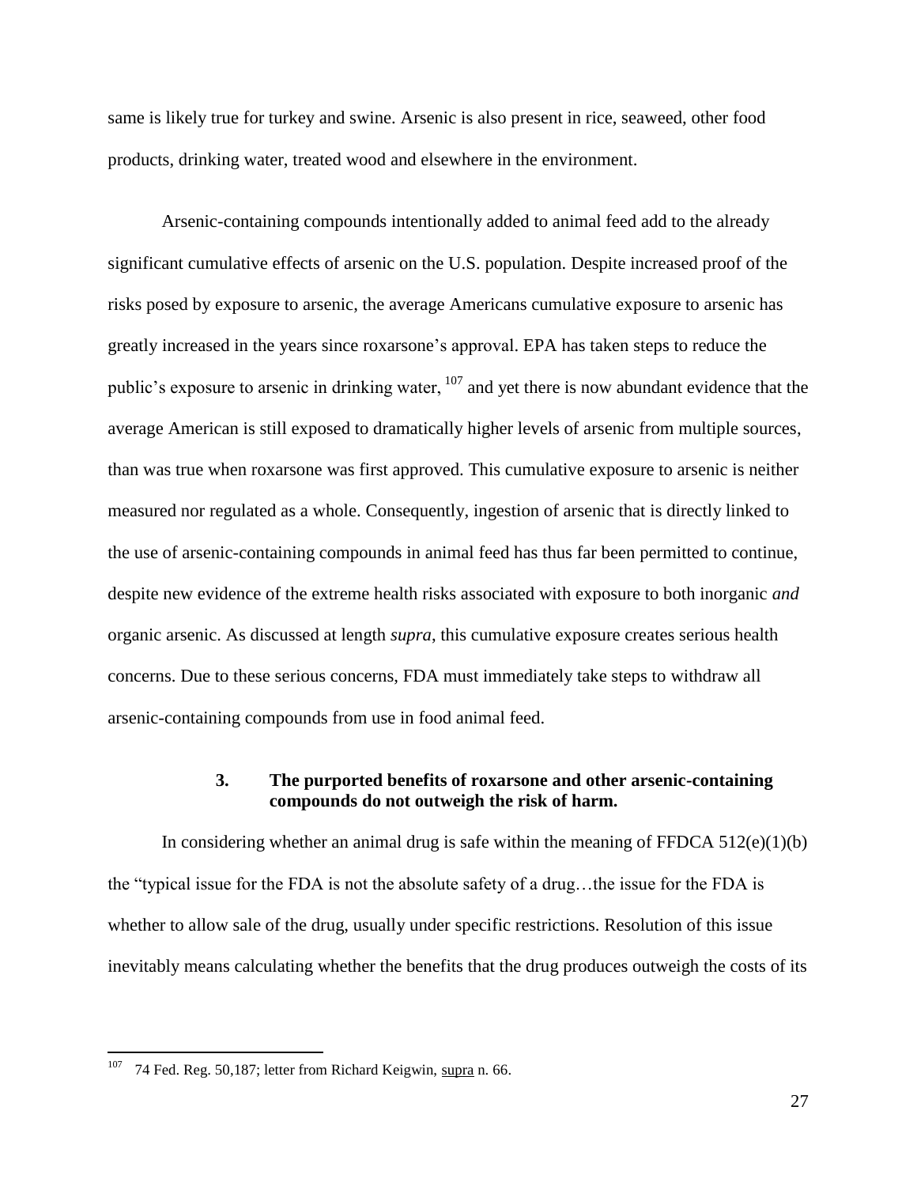same is likely true for turkey and swine. Arsenic is also present in rice, seaweed, other food products, drinking water, treated wood and elsewhere in the environment.

Arsenic-containing compounds intentionally added to animal feed add to the already significant cumulative effects of arsenic on the U.S. population. Despite increased proof of the risks posed by exposure to arsenic, the average Americans cumulative exposure to arsenic has greatly increased in the years since roxarsone's approval. EPA has taken steps to reduce the public's exposure to arsenic in drinking water, [107] and yet there is now abundant evidence that the average American is still exposed to dramatically higher levels of arsenic from multiple sources, than was true when roxarsone was first approved. This cumulative exposure to arsenic is neither measured nor regulated as a whole. Consequently, ingestion of arsenic that is directly linked to the use of arsenic-containing compounds in animal feed has thus far been permitted to continue, despite new evidence of the extreme health risks associated with exposure to both inorganic *and* organic arsenic. As discussed at length *supra*, this cumulative exposure creates serious health concerns. Due to these serious concerns, FDA must immediately take steps to withdraw all arsenic-containing compounds from use in food animal feed.

### 3. The purported benefits of roxarsone and other arsenic-containing compounds do not outweigh the risk of harm.

In considering whether an animal drug is safe within the meaning of FFDCA 512(e)(1)(b) the "typical issue for the FDA is not the absolute safety of a drug…the issue for the FDA is whether to allow sale of the drug, usually under specific restrictions. Resolution of this issue inevitably means calculating whether the benefits that the drug produces outweigh the costs of its

---

[107] 74 Fed. Reg. 50,187; letter from Richard Keigwin, supra n. 66.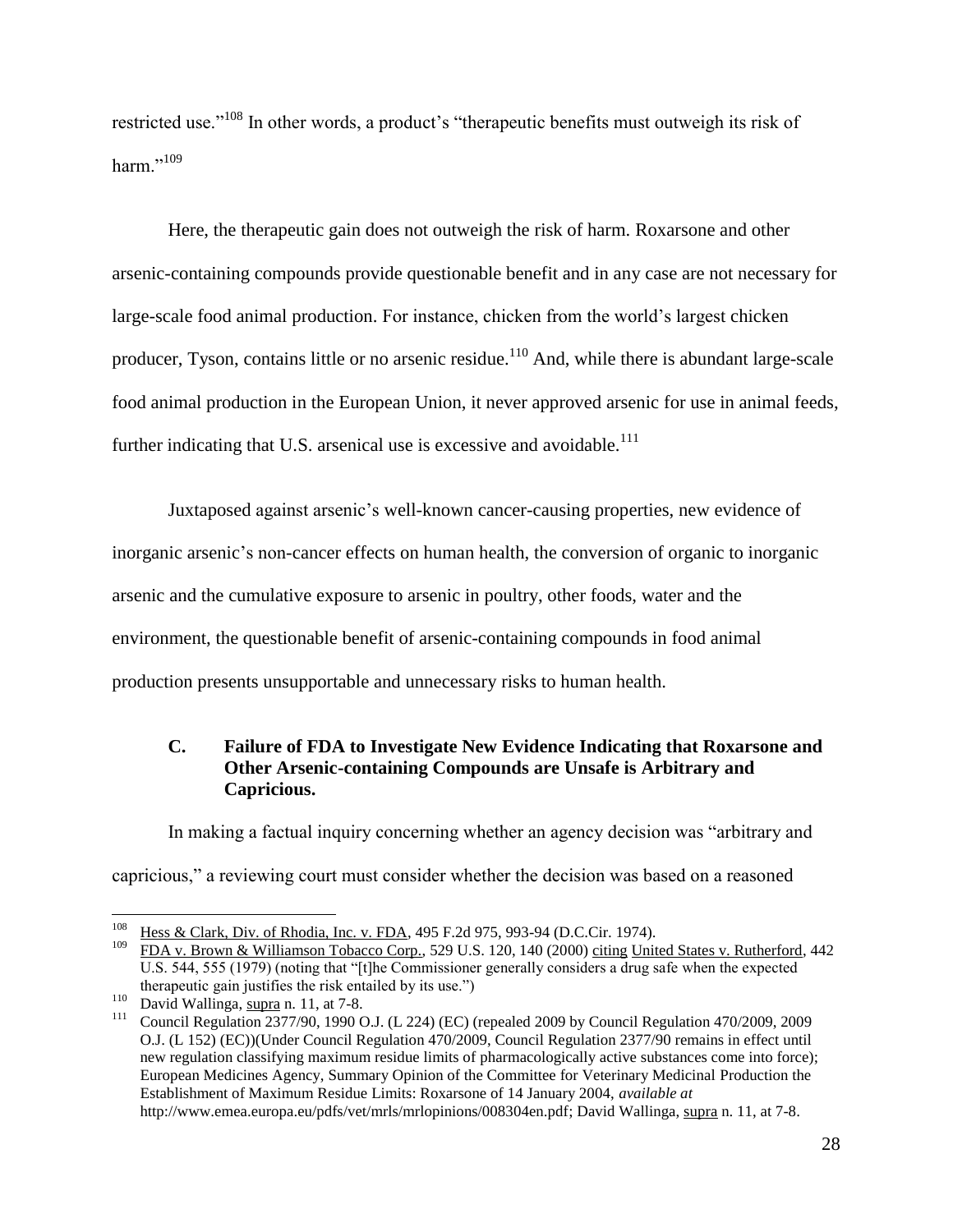restricted use."[108] In other words, a product's "therapeutic benefits must outweigh its risk of harm."[109]

Here, the therapeutic gain does not outweigh the risk of harm. Roxarsone and other arsenic-containing compounds provide questionable benefit and in any case are not necessary for large-scale food animal production. For instance, chicken from the world's largest chicken producer, Tyson, contains little or no arsenic residue.[110] And, while there is abundant large-scale food animal production in the European Union, it never approved arsenic for use in animal feeds, further indicating that U.S. arsenical use is excessive and avoidable.[111]

Juxtaposed against arsenic's well-known cancer-causing properties, new evidence of inorganic arsenic's non-cancer effects on human health, the conversion of organic to inorganic arsenic and the cumulative exposure to arsenic in poultry, other foods, water and the environment, the questionable benefit of arsenic-containing compounds in food animal production presents unsupportable and unnecessary risks to human health.

### C. Failure of FDA to Investigate New Evidence Indicating that Roxarsone and Other Arsenic-containing Compounds are Unsafe is Arbitrary and Capricious.

In making a factual inquiry concerning whether an agency decision was "arbitrary and capricious," a reviewing court must consider whether the decision was based on a reasoned

---

[108] Hess & Clark, Div. of Rhodia, Inc. v. FDA, 495 F.2d 975, 993-94 (D.C.Cir. 1974).

[109] FDA v. Brown & Williamson Tobacco Corp., 529 U.S. 120, 140 (2000) citing United States v. Rutherford, 442 U.S. 544, 555 (1979) (noting that "[t]he Commissioner generally considers a drug safe when the expected therapeutic gain justifies the risk entailed by its use.")

[110] David Wallinga, supra n. 11, at 7-8.

[111] Council Regulation 2377/90, 1990 O.J. (L 224) (EC) (repealed 2009 by Council Regulation 470/2009, 2009 O.J. (L 152) (EC))(Under Council Regulation 470/2009, Council Regulation 2377/90 remains in effect until new regulation classifying maximum residue limits of pharmacologically active substances come into force); European Medicines Agency, Summary Opinion of the Committee for Veterinary Medicinal Production the Establishment of Maximum Residue Limits: Roxarsone of 14 January 2004, *available at* http://www.emea.europa.eu/pdfs/vet/mrls/mrlopinions/008304en.pdf; David Wallinga, supra n. 11, at 7-8.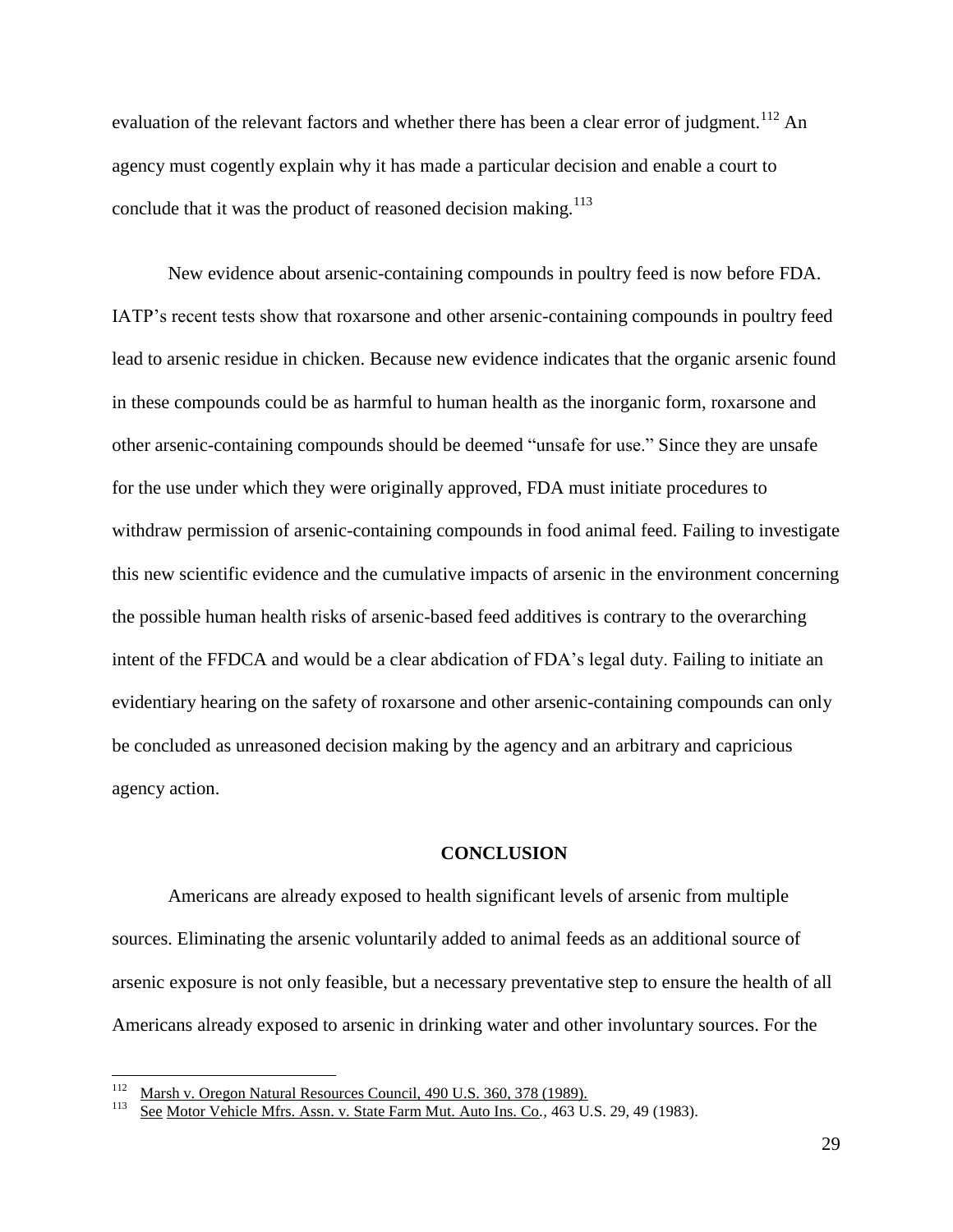evaluation of the relevant factors and whether there has been a clear error of judgment.[112] An agency must cogently explain why it has made a particular decision and enable a court to conclude that it was the product of reasoned decision making.[113]

New evidence about arsenic-containing compounds in poultry feed is now before FDA. IATP's recent tests show that roxarsone and other arsenic-containing compounds in poultry feed lead to arsenic residue in chicken. Because new evidence indicates that the organic arsenic found in these compounds could be as harmful to human health as the inorganic form, roxarsone and other arsenic-containing compounds should be deemed "unsafe for use." Since they are unsafe for the use under which they were originally approved, FDA must initiate procedures to withdraw permission of arsenic-containing compounds in food animal feed. Failing to investigate this new scientific evidence and the cumulative impacts of arsenic in the environment concerning the possible human health risks of arsenic-based feed additives is contrary to the overarching intent of the FFDCA and would be a clear abdication of FDA's legal duty. Failing to initiate an evidentiary hearing on the safety of roxarsone and other arsenic-containing compounds can only be concluded as unreasoned decision making by the agency and an arbitrary and capricious agency action.

## CONCLUSION

Americans are already exposed to health significant levels of arsenic from multiple sources. Eliminating the arsenic voluntarily added to animal feeds as an additional source of arsenic exposure is not only feasible, but a necessary preventative step to ensure the health of all Americans already exposed to arsenic in drinking water and other involuntary sources. For the

---

[112] Marsh v. Oregon Natural Resources Council, 490 U.S. 360, 378 (1989).

[113] See Motor Vehicle Mfrs. Assn. v. State Farm Mut. Auto Ins. Co., 463 U.S. 29, 49 (1983).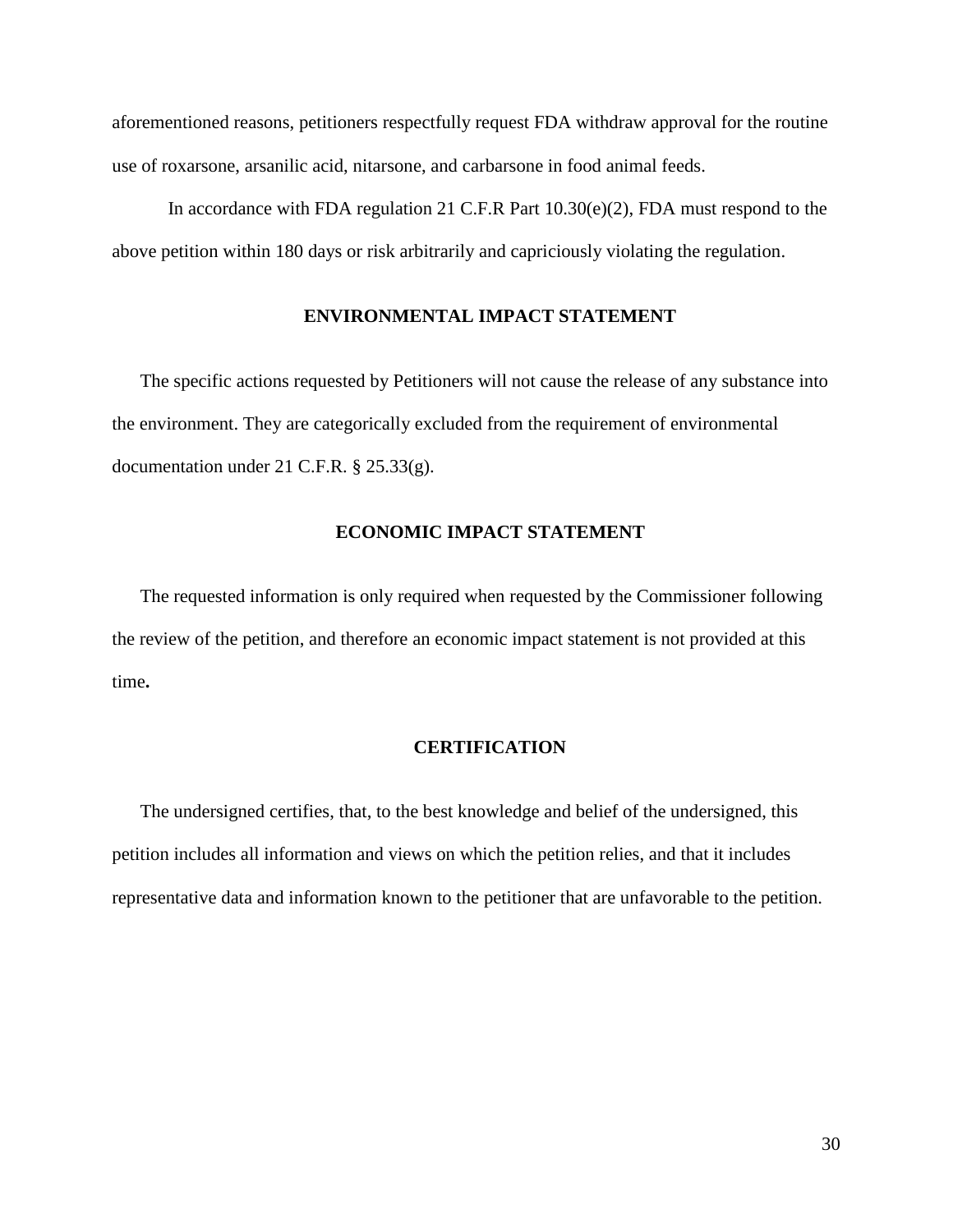aforementioned reasons, petitioners respectfully request FDA withdraw approval for the routine use of roxarsone, arsanilic acid, nitarsone, and carbarsone in food animal feeds.

In accordance with FDA regulation 21 C.F.R Part 10.30(e)(2), FDA must respond to the above petition within 180 days or risk arbitrarily and capriciously violating the regulation.

## ENVIRONMENTAL IMPACT STATEMENT

The specific actions requested by Petitioners will not cause the release of any substance into the environment. They are categorically excluded from the requirement of environmental documentation under 21 C.F.R. § 25.33(g).

## ECONOMIC IMPACT STATEMENT

The requested information is only required when requested by the Commissioner following the review of the petition, and therefore an economic impact statement is not provided at this time**.**

## CERTIFICATION

The undersigned certifies, that, to the best knowledge and belief of the undersigned, this petition includes all information and views on which the petition relies, and that it includes representative data and information known to the petitioner that are unfavorable to the petition.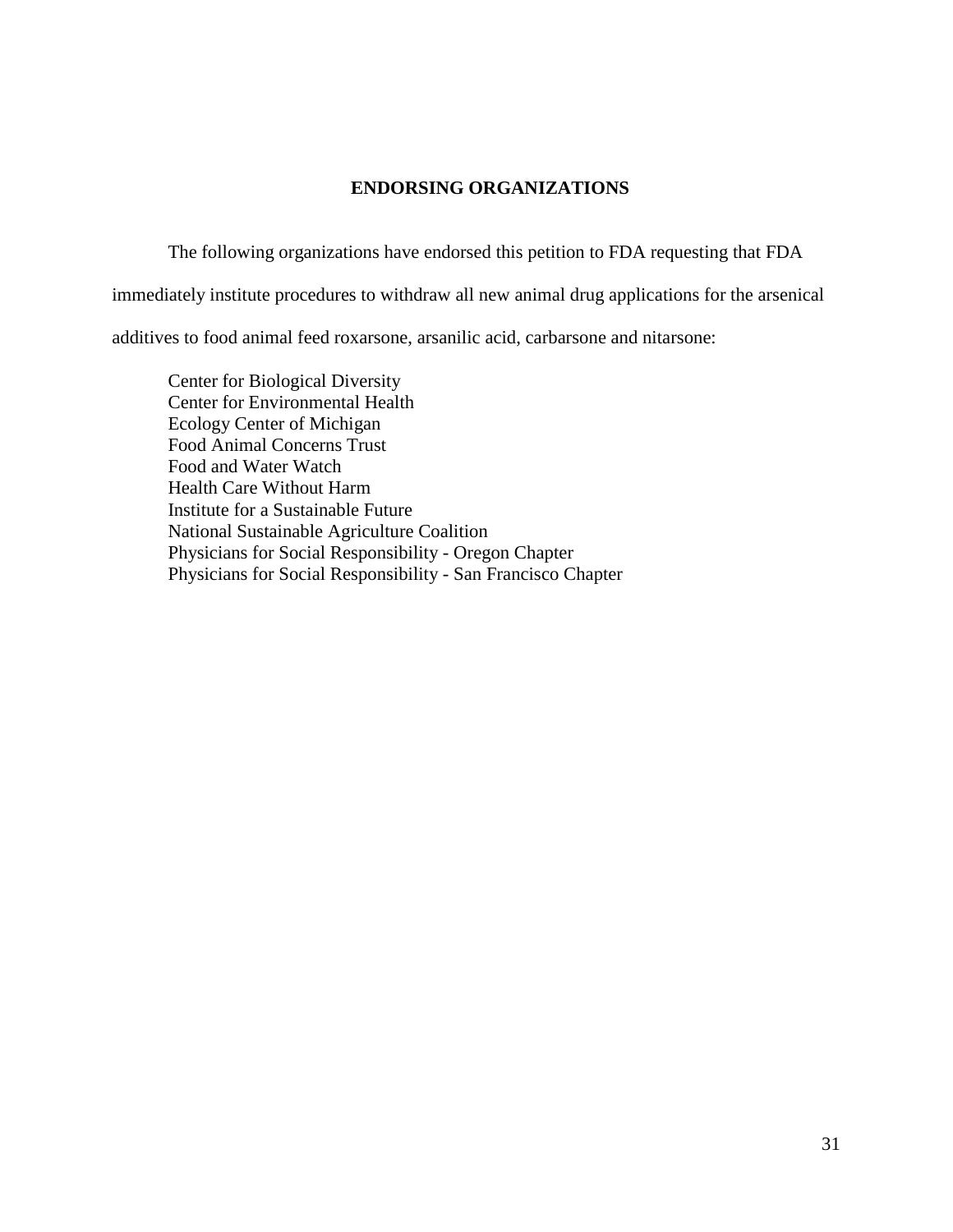## ENDORSING ORGANIZATIONS

The following organizations have endorsed this petition to FDA requesting that FDA immediately institute procedures to withdraw all new animal drug applications for the arsenical additives to food animal feed roxarsone, arsanilic acid, carbarsone and nitarsone:

Center for Biological Diversity
Center for Environmental Health
Ecology Center of Michigan
Food Animal Concerns Trust
Food and Water Watch
Health Care Without Harm
Institute for a Sustainable Future
National Sustainable Agriculture Coalition
Physicians for Social Responsibility - Oregon Chapter
Physicians for Social Responsibility - San Francisco Chapter